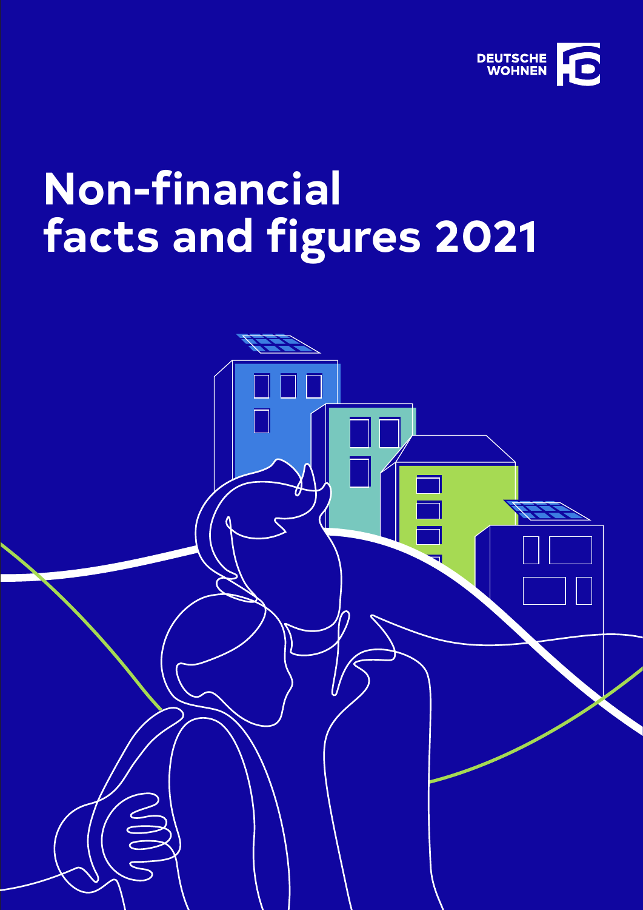DEUTSCHE WOHNEN

# Non-financial facts and figures 2021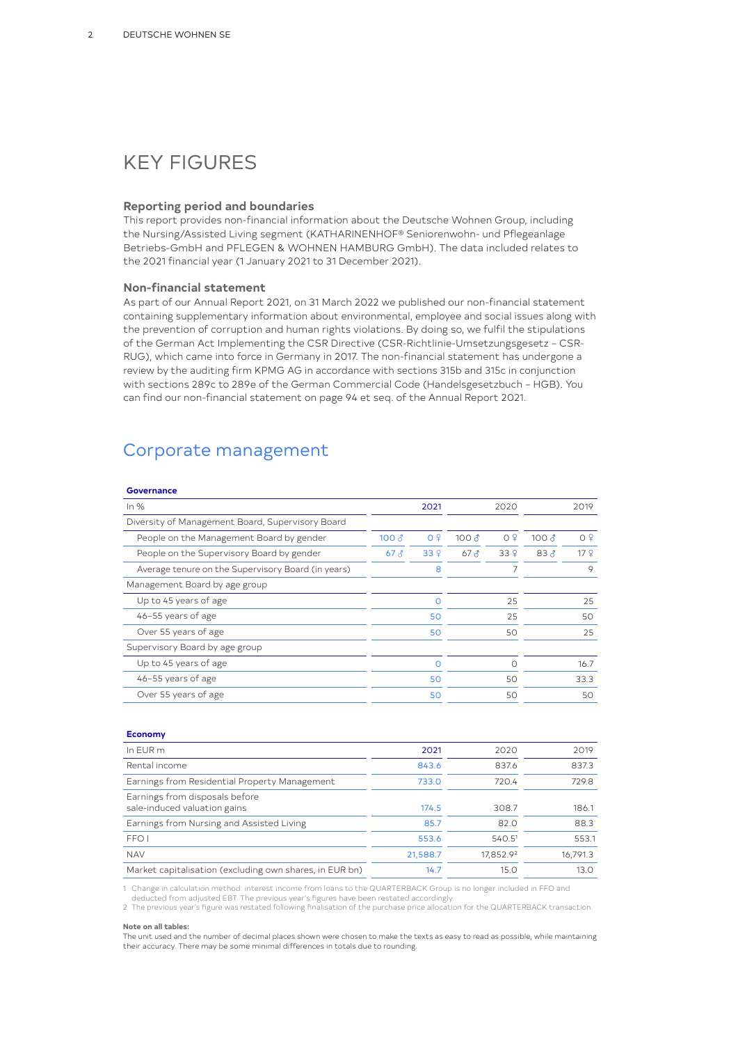# KEY FIGURES

### Reporting period and boundaries

This report provides non-financial information about the Deutsche Wohnen Group, including the Nursing/Assisted Living segment (KATHARINENHOF® Seniorenwohn- und Pflegeanlage Betriebs-GmbH and PFLEGEN & WOHNEN HAMBURG GmbH). The data included relates to the 2021 financial year (1 January 2021 to 31 December 2021).

### Non-financial statement

As part of our Annual Report 2021, on 31 March 2022 we published our non-financial statement containing supplementary information about environmental, employee and social issues along with the prevention of corruption and human rights violations. By doing so, we fulfil the stipulations of the German Act Implementing the CSR Directive (CSR-Richtlinie-Umsetzungsgesetz – CSR-RUG), which came into force in Germany in 2017. The non-financial statement has undergone a review by the auditing firm KPMG AG in accordance with sections 315b and 315c in conjunction with sections 289c to 289e of the German Commercial Code (Handelsgesetzbuch – HGB). You can find our non-financial statement on page 94 et seq. of the Annual Report 2021.

## Corporate management

**Governance**

| In % | 2021 | | 2020 | | 2019 | |
|---|---|---|---|---|---|---|
| Diversity of Management Board, Supervisory Board | | | | | | |
| People on the Management Board by gender | 100 ♂ | 0 ♀ | 100 ♂ | 0 ♀ | 100 ♂ | 0 ♀ |
| People on the Supervisory Board by gender | 67 ♂ | 33 ♀ | 67 ♂ | 33 ♀ | 83 ♂ | 17 ♀ |
| Average tenure on the Supervisory Board (in years) | 8 | | 7 | | 9 | |
| Management Board by age group | | | | | | |
| Up to 45 years of age | 0 | | 25 | | 25 | |
| 46–55 years of age | 50 | | 25 | | 50 | |
| Over 55 years of age | 50 | | 50 | | 25 | |
| Supervisory Board by age group | | | | | | |
| Up to 45 years of age | 0 | | 0 | | 16.7 | |
| 46–55 years of age | 50 | | 50 | | 33.3 | |
| Over 55 years of age | 50 | | 50 | | 50 | |

**Economy**

| In EUR m | 2021 | 2020 | 2019 |
|---|---|---|---|
| Rental income | 843.6 | 837.6 | 837.3 |
| Earnings from Residential Property Management | 733.0 | 720.4 | 729.8 |
| Earnings from disposals before sale-induced valuation gains | 174.5 | 308.7 | 186.1 |
| Earnings from Nursing and Assisted Living | 85.7 | 82.0 | 88.3 |
| FFO I | 553.6 | 540.5[1] | 553.1 |
| NAV | 21,588.7 | 17,852.9[2] | 16,791.3 |
| Market capitalisation (excluding own shares, in EUR bn) | 14.7 | 15.0 | 13.0 |

1 Change in calculation method: interest income from loans to the QUARTERBACK Group is no longer included in FFO and deducted from adjusted EBT. The previous year's figures have been restated accordingly.
2 The previous year's figure was restated following finalisation of the purchase price allocation for the QUARTERBACK transaction.

**Note on all tables:**
The unit used and the number of decimal places shown were chosen to make the texts as easy to read as possible, while maintaining their accuracy. There may be some minimal differences in totals due to rounding.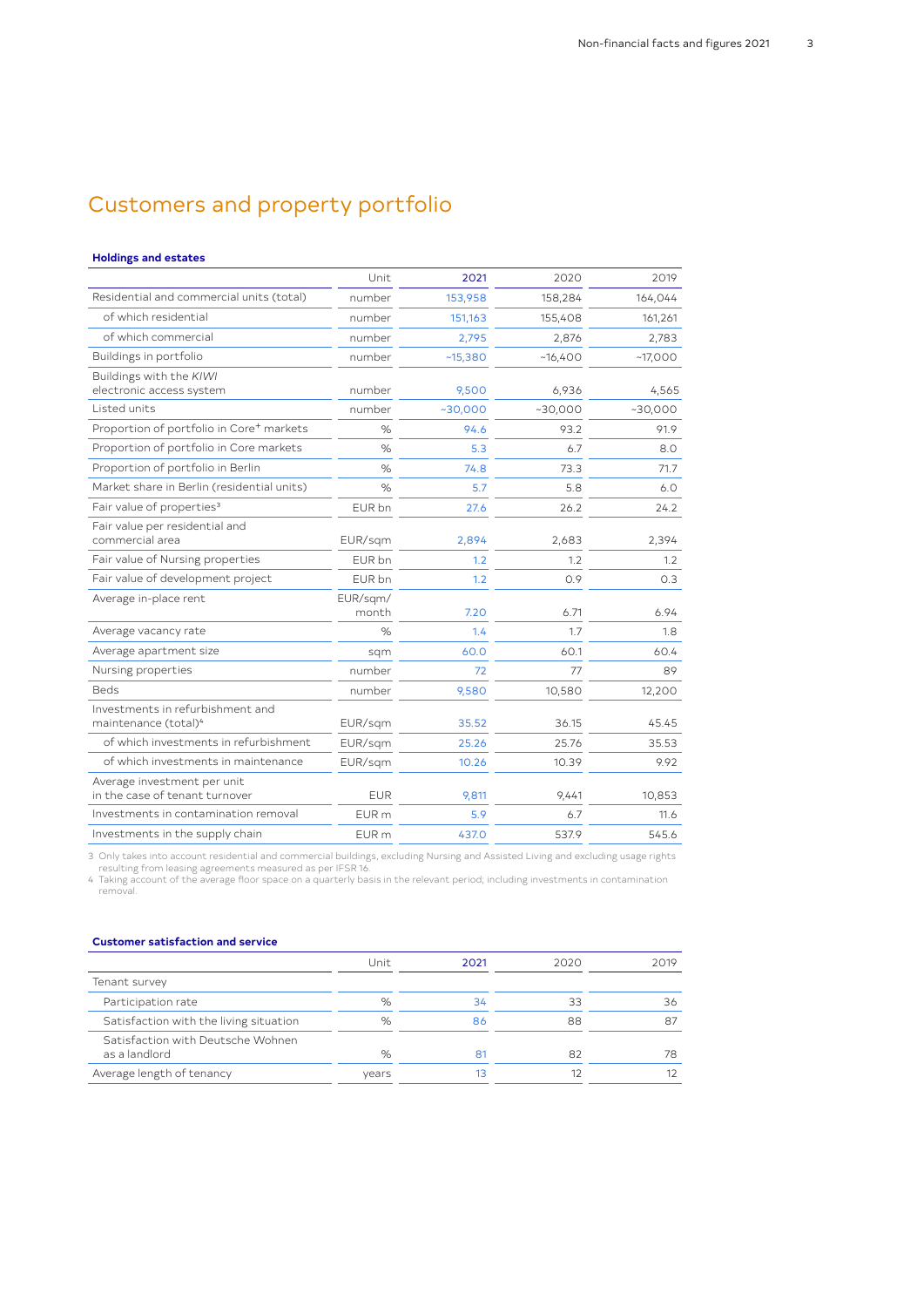# Customers and property portfolio

**Holdings and estates**

| | Unit | 2021 | 2020 | 2019 |
|---|---|---|---|---|
| Residential and commercial units (total) | number | 153,958 | 158,284 | 164,044 |
| of which residential | number | 151,163 | 155,408 | 161,261 |
| of which commercial | number | 2,795 | 2,876 | 2,783 |
| Buildings in portfolio | number | ~15,380 | ~16,400 | ~17,000 |
| Buildings with the *KIWI* electronic access system | number | 9,500 | 6,936 | 4,565 |
| Listed units | number | ~30,000 | ~30,000 | ~30,000 |
| Proportion of portfolio in Core+ markets | % | 94.6 | 93.2 | 91.9 |
| Proportion of portfolio in Core markets | % | 5.3 | 6.7 | 8.0 |
| Proportion of portfolio in Berlin | % | 74.8 | 73.3 | 71.7 |
| Market share in Berlin (residential units) | % | 5.7 | 5.8 | 6.0 |
| Fair value of properties[3] | EUR bn | 27.6 | 26.2 | 24.2 |
| Fair value per residential and commercial area | EUR/sqm | 2,894 | 2,683 | 2,394 |
| Fair value of Nursing properties | EUR bn | 1.2 | 1.2 | 1.2 |
| Fair value of development project | EUR bn | 1.2 | 0.9 | 0.3 |
| Average in-place rent | EUR/sqm/month | 7.20 | 6.71 | 6.94 |
| Average vacancy rate | % | 1.4 | 1.7 | 1.8 |
| Average apartment size | sqm | 60.0 | 60.1 | 60.4 |
| Nursing properties | number | 72 | 77 | 89 |
| Beds | number | 9,580 | 10,580 | 12,200 |
| Investments in refurbishment and maintenance (total)[4] | EUR/sqm | 35.52 | 36.15 | 45.45 |
| of which investments in refurbishment | EUR/sqm | 25.26 | 25.76 | 35.53 |
| of which investments in maintenance | EUR/sqm | 10.26 | 10.39 | 9.92 |
| Average investment per unit in the case of tenant turnover | EUR | 9,811 | 9,441 | 10,853 |
| Investments in contamination removal | EUR m | 5.9 | 6.7 | 11.6 |
| Investments in the supply chain | EUR m | 437.0 | 537.9 | 545.6 |

3 Only takes into account residential and commercial buildings, excluding Nursing and Assisted Living and excluding usage rights resulting from leasing agreements measured as per IFSR 16.
4 Taking account of the average floor space on a quarterly basis in the relevant period; including investments in contamination removal.

**Customer satisfaction and service**

| | Unit | 2021 | 2020 | 2019 |
|---|---|---|---|---|
| Tenant survey | | | | |
| Participation rate | % | 34 | 33 | 36 |
| Satisfaction with the living situation | % | 86 | 88 | 87 |
| Satisfaction with Deutsche Wohnen as a landlord | % | 81 | 82 | 78 |
| Average length of tenancy | years | 13 | 12 | 12 |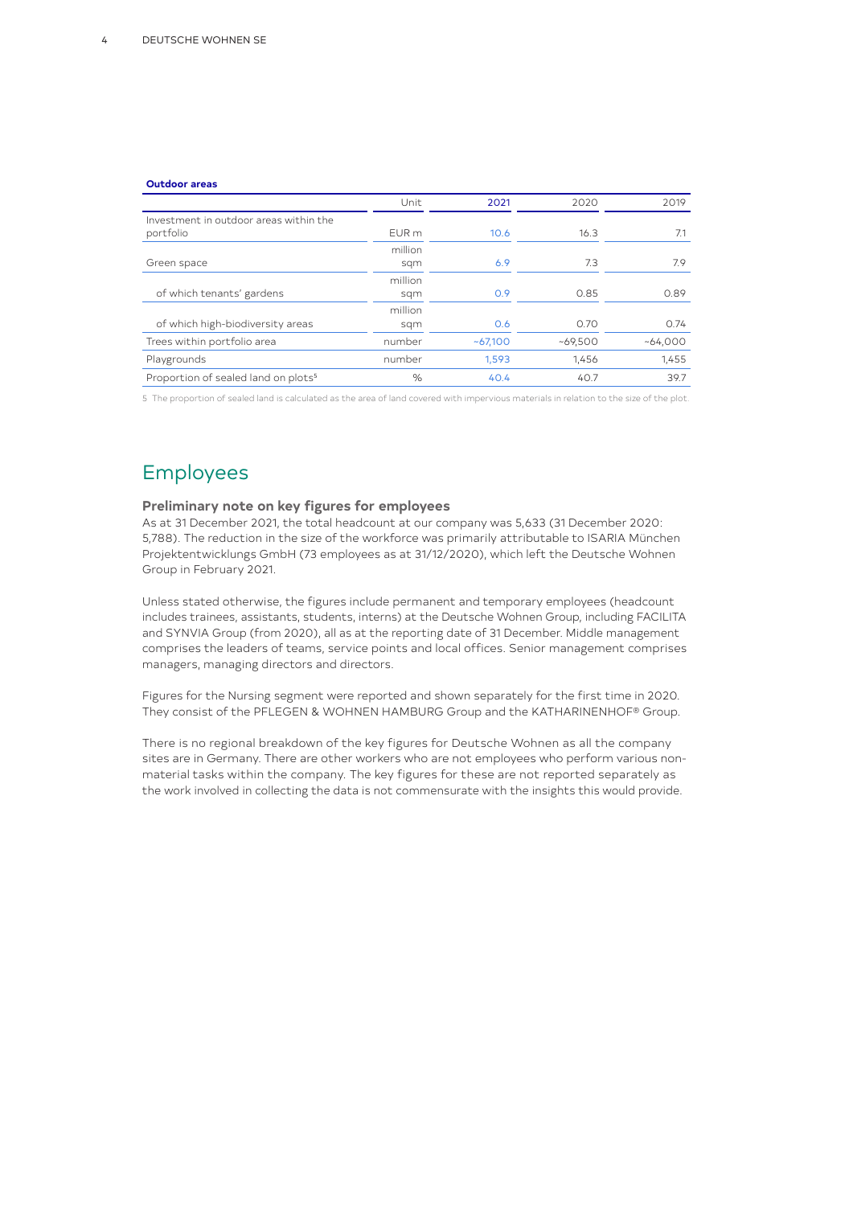**Outdoor areas**

| | Unit | 2021 | 2020 | 2019 |
|---|---|---|---|---|
| Investment in outdoor areas within the portfolio | EUR m | 10.6 | 16.3 | 7.1 |
| Green space | million sqm | 6.9 | 7.3 | 7.9 |
| of which tenants' gardens | million sqm | 0.9 | 0.85 | 0.89 |
| of which high-biodiversity areas | million sqm | 0.6 | 0.70 | 0.74 |
| Trees within portfolio area | number | ~67,100 | ~69,500 | ~64,000 |
| Playgrounds | number | 1,593 | 1,456 | 1,455 |
| Proportion of sealed land on plots[5] | % | 40.4 | 40.7 | 39.7 |

5 The proportion of sealed land is calculated as the area of land covered with impervious materials in relation to the size of the plot.

# Employees

### Preliminary note on key figures for employees

As at 31 December 2021, the total headcount at our company was 5,633 (31 December 2020: 5,788). The reduction in the size of the workforce was primarily attributable to ISARIA München Projektentwicklungs GmbH (73 employees as at 31/12/2020), which left the Deutsche Wohnen Group in February 2021.

Unless stated otherwise, the figures include permanent and temporary employees (headcount includes trainees, assistants, students, interns) at the Deutsche Wohnen Group, including FACILITA and SYNVIA Group (from 2020), all as at the reporting date of 31 December. Middle management comprises the leaders of teams, service points and local offices. Senior management comprises managers, managing directors and directors.

Figures for the Nursing segment were reported and shown separately for the first time in 2020. They consist of the PFLEGEN & WOHNEN HAMBURG Group and the KATHARINENHOF® Group.

There is no regional breakdown of the key figures for Deutsche Wohnen as all the company sites are in Germany. There are other workers who are not employees who perform various non-material tasks within the company. The key figures for these are not reported separately as the work involved in collecting the data is not commensurate with the insights this would provide.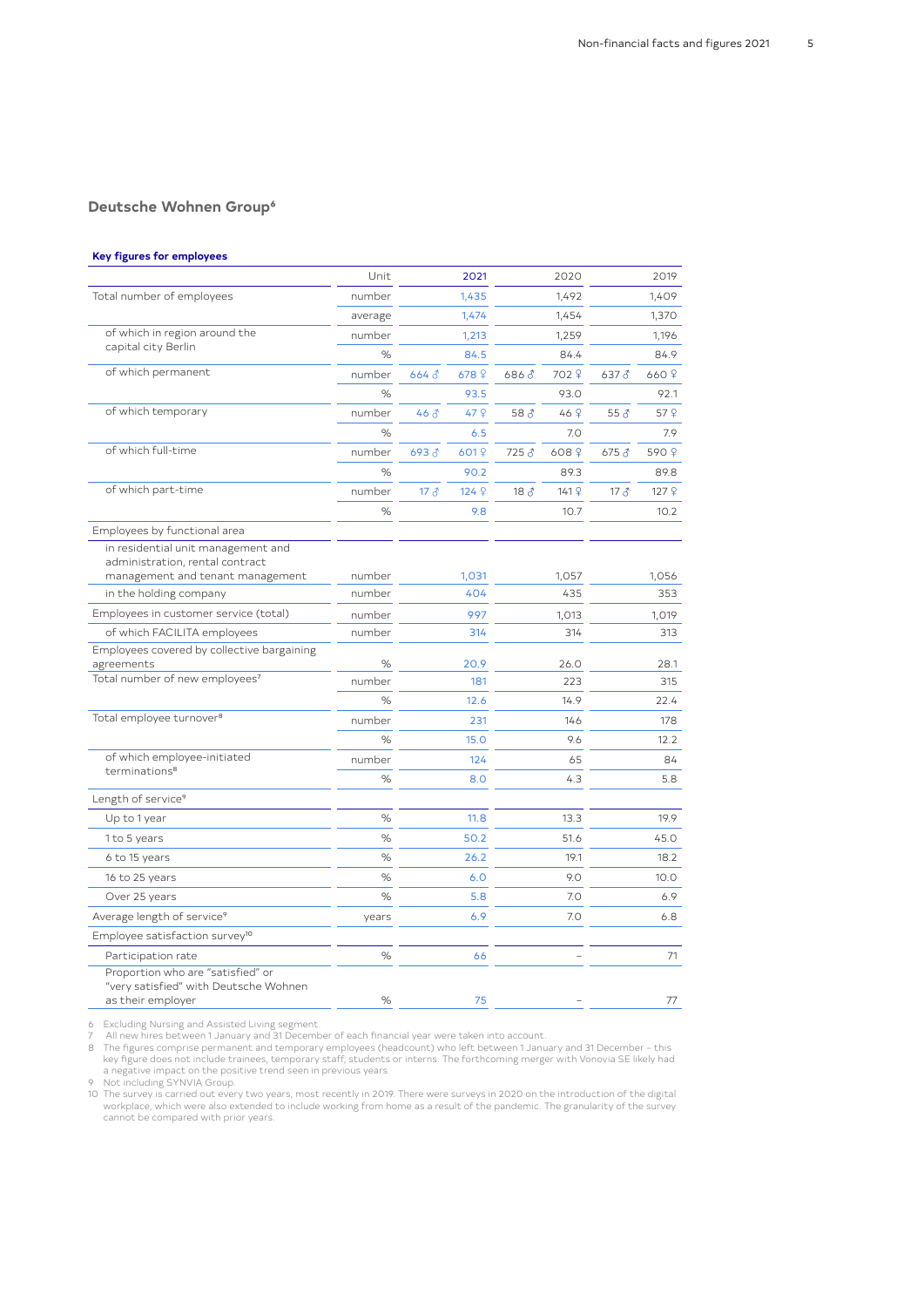## Deutsche Wohnen Group[6]

**Key figures for employees**

| | Unit | 2021 | | 2020 | | 2019 | |
|---|---|---|---|---|---|---|---|
| Total number of employees | number | | 1,435 | | 1,492 | | 1,409 |
| | average | | 1,474 | | 1,454 | | 1,370 |
| of which in region around the capital city Berlin | number | | 1,213 | | 1,259 | | 1,196 |
| | % | | 84.5 | | 84.4 | | 84.9 |
| of which permanent | number | 664 ♂ | 678 ♀ | 686 ♂ | 702 ♀ | 637 ♂ | 660 ♀ |
| | % | | 93.5 | | 93.0 | | 92.1 |
| of which temporary | number | 46 ♂ | 47 ♀ | 58 ♂ | 46 ♀ | 55 ♂ | 57 ♀ |
| | % | | 6.5 | | 7.0 | | 7.9 |
| of which full-time | number | 693 ♂ | 601 ♀ | 725 ♂ | 608 ♀ | 675 ♂ | 590 ♀ |
| | % | | 90.2 | | 89.3 | | 89.8 |
| of which part-time | number | 17 ♂ | 124 ♀ | 18 ♂ | 141 ♀ | 17 ♂ | 127 ♀ |
| | % | | 9.8 | | 10.7 | | 10.2 |
| Employees by functional area | | | | | | | |
| in residential unit management and administration, rental contract management and tenant management | number | | 1,031 | | 1,057 | | 1,056 |
| in the holding company | number | | 404 | | 435 | | 353 |
| Employees in customer service (total) | number | | 997 | | 1,013 | | 1,019 |
| of which FACILITA employees | number | | 314 | | 314 | | 313 |
| Employees covered by collective bargaining agreements | % | | 20.9 | | 26.0 | | 28.1 |
| Total number of new employees[7] | number | | 181 | | 223 | | 315 |
| | % | | 12.6 | | 14.9 | | 22.4 |
| Total employee turnover[8] | number | | 231 | | 146 | | 178 |
| | % | | 15.0 | | 9.6 | | 12.2 |
| of which employee-initiated terminations[8] | number | | 124 | | 65 | | 84 |
| | % | | 8.0 | | 4.3 | | 5.8 |
| Length of service[9] | | | | | | | |
| Up to 1 year | % | | 11.8 | | 13.3 | | 19.9 |
| 1 to 5 years | % | | 50.2 | | 51.6 | | 45.0 |
| 6 to 15 years | % | | 26.2 | | 19.1 | | 18.2 |
| 16 to 25 years | % | | 6.0 | | 9.0 | | 10.0 |
| Over 25 years | % | | 5.8 | | 7.0 | | 6.9 |
| Average length of service[9] | years | | 6.9 | | 7.0 | | 6.8 |
| Employee satisfaction survey[10] | | | | | | | |
| Participation rate | % | | 66 | | – | | 71 |
| Proportion who are "satisfied" or "very satisfied" with Deutsche Wohnen as their employer | % | | 75 | | – | | 77 |

6 Excluding Nursing and Assisted Living segment.

7 All new hires between 1 January and 31 December of each financial year were taken into account.

8 The figures comprise permanent and temporary employees (headcount) who left between 1 January and 31 December – this key figure does not include trainees, temporary staff, students or interns. The forthcoming merger with Vonovia SE likely had a negative impact on the positive trend seen in previous years.

9 Not including SYNVIA Group.

10 The survey is carried out every two years, most recently in 2019. There were surveys in 2020 on the introduction of the digital workplace, which were also extended to include working from home as a result of the pandemic. The granularity of the survey cannot be compared with prior years.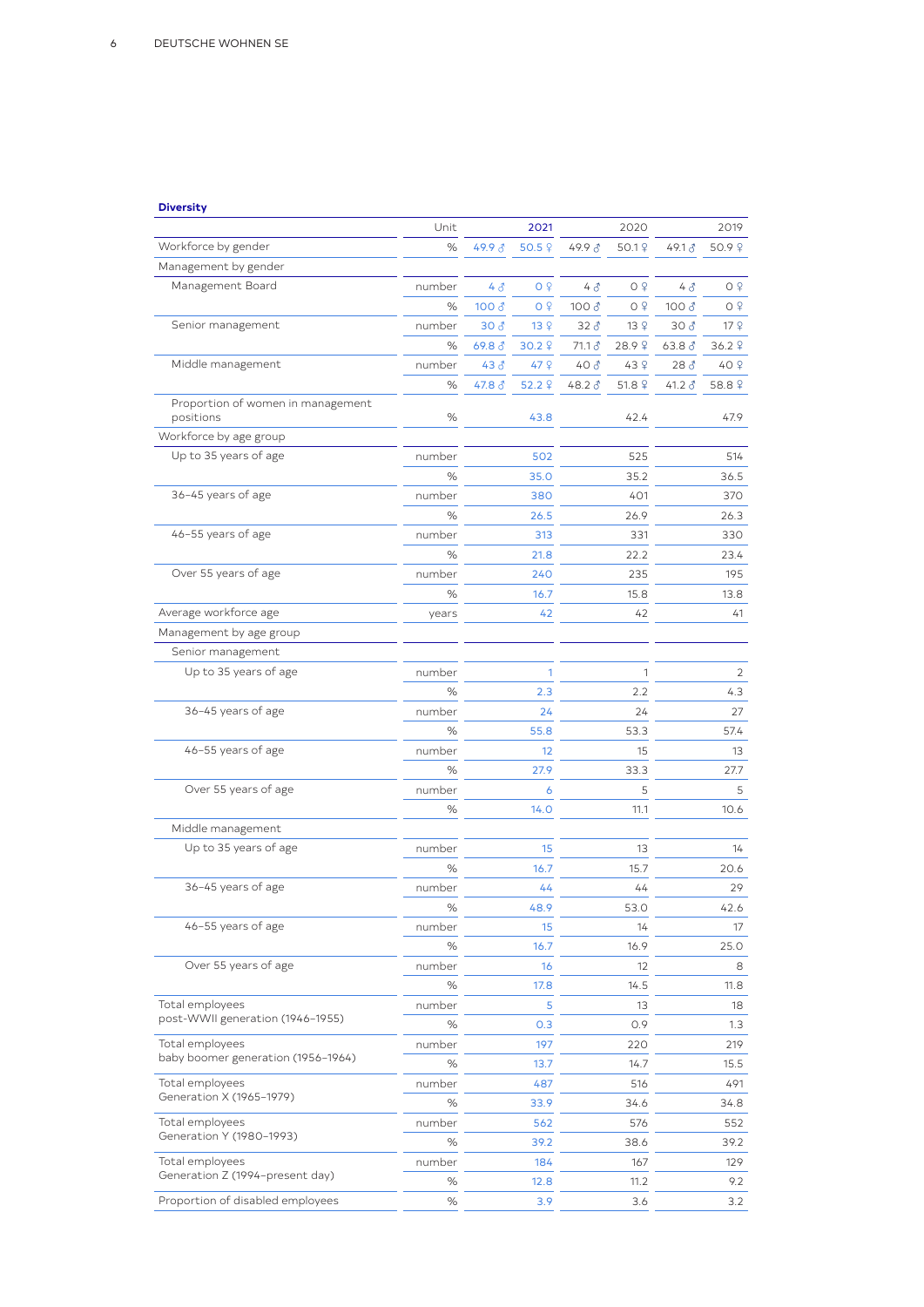**Diversity**

| | Unit | 2021 | | 2020 | | 2019 | |
|---|---|---|---|---|---|---|---|
| Workforce by gender | % | 49.9 ♂ | 50.5 ♀ | 49.9 ♂ | 50.1 ♀ | 49.1 ♂ | 50.9 ♀ |
| Management by gender | | | | | | | |
| Management Board | number | 4 ♂ | 0 ♀ | 4 ♂ | 0 ♀ | 4 ♂ | 0 ♀ |
| | % | 100 ♂ | 0 ♀ | 100 ♂ | 0 ♀ | 100 ♂ | 0 ♀ |
| Senior management | number | 30 ♂ | 13 ♀ | 32 ♂ | 13 ♀ | 30 ♂ | 17 ♀ |
| | % | 69.8 ♂ | 30.2 ♀ | 71.1 ♂ | 28.9 ♀ | 63.8 ♂ | 36.2 ♀ |
| Middle management | number | 43 ♂ | 47 ♀ | 40 ♂ | 43 ♀ | 28 ♂ | 40 ♀ |
| | % | 47.8 ♂ | 52.2 ♀ | 48.2 ♂ | 51.8 ♀ | 41.2 ♂ | 58.8 ♀ |
| Proportion of women in management positions | % | | 43.8 | | 42.4 | | 47.9 |
| Workforce by age group | | | | | | | |
| Up to 35 years of age | number | | 502 | | 525 | | 514 |
| | % | | 35.0 | | 35.2 | | 36.5 |
| 36–45 years of age | number | | 380 | | 401 | | 370 |
| | % | | 26.5 | | 26.9 | | 26.3 |
| 46–55 years of age | number | | 313 | | 331 | | 330 |
| | % | | 21.8 | | 22.2 | | 23.4 |
| Over 55 years of age | number | | 240 | | 235 | | 195 |
| | % | | 16.7 | | 15.8 | | 13.8 |
| Average workforce age | years | | 42 | | 42 | | 41 |
| Management by age group | | | | | | | |
| Senior management | | | | | | | |
| Up to 35 years of age | number | | 1 | | 1 | | 2 |
| | % | | 2.3 | | 2.2 | | 4.3 |
| 36–45 years of age | number | | 24 | | 24 | | 27 |
| | % | | 55.8 | | 53.3 | | 57.4 |
| 46–55 years of age | number | | 12 | | 15 | | 13 |
| | % | | 27.9 | | 33.3 | | 27.7 |
| Over 55 years of age | number | | 6 | | 5 | | 5 |
| | % | | 14.0 | | 11.1 | | 10.6 |
| Middle management | | | | | | | |
| Up to 35 years of age | number | | 15 | | 13 | | 14 |
| | % | | 16.7 | | 15.7 | | 20.6 |
| 36–45 years of age | number | | 44 | | 44 | | 29 |
| | % | | 48.9 | | 53.0 | | 42.6 |
| 46–55 years of age | number | | 15 | | 14 | | 17 |
| | % | | 16.7 | | 16.9 | | 25.0 |
| Over 55 years of age | number | | 16 | | 12 | | 8 |
| | % | | 17.8 | | 14.5 | | 11.8 |
| Total employees post-WWII generation (1946–1955) | number | | 5 | | 13 | | 18 |
| | % | | 0.3 | | 0.9 | | 1.3 |
| Total employees baby boomer generation (1956–1964) | number | | 197 | | 220 | | 219 |
| | % | | 13.7 | | 14.7 | | 15.5 |
| Total employees Generation X (1965–1979) | number | | 487 | | 516 | | 491 |
| | % | | 33.9 | | 34.6 | | 34.8 |
| Total employees Generation Y (1980–1993) | number | | 562 | | 576 | | 552 |
| | % | | 39.2 | | 38.6 | | 39.2 |
| Total employees Generation Z (1994–present day) | number | | 184 | | 167 | | 129 |
| | % | | 12.8 | | 11.2 | | 9.2 |
| Proportion of disabled employees | % | | 3.9 | | 3.6 | | 3.2 |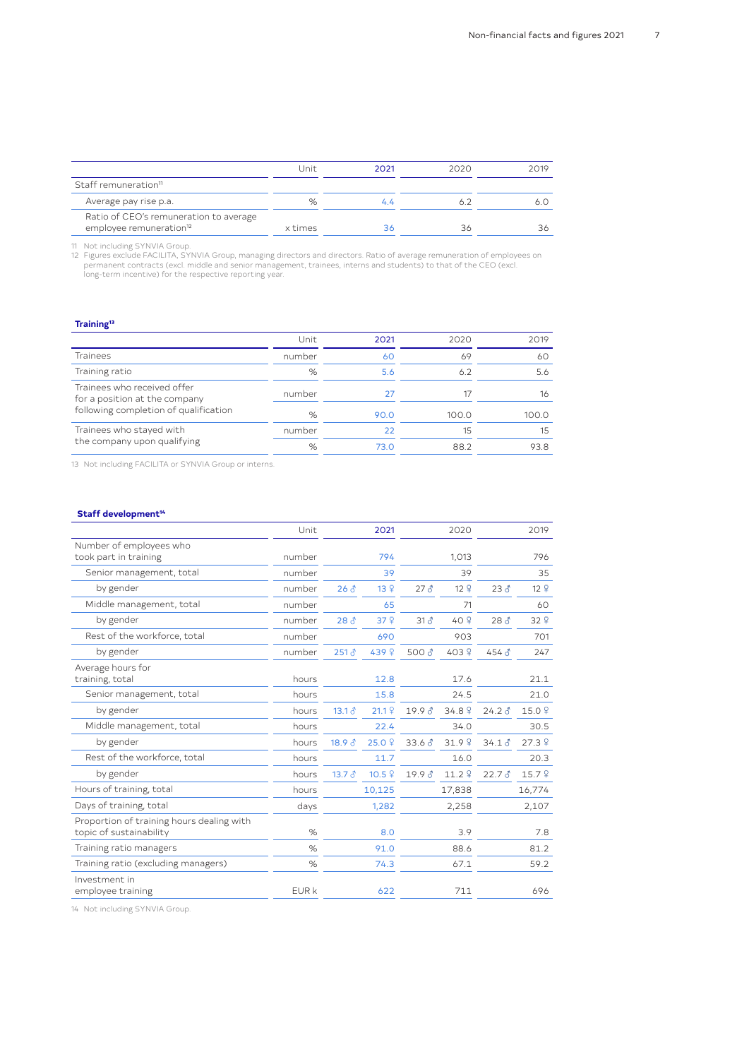| | Unit | 2021 | 2020 | 2019 |
|---|---|---|---|---|
| Staff remuneration[11] | | | | |
| Average pay rise p.a. | % | 4.4 | 6.2 | 6.0 |
| Ratio of CEO's remuneration to average employee remuneration[12] | x times | 36 | 36 | 36 |

11 Not including SYNVIA Group.
12 Figures exclude FACILITA, SYNVIA Group, managing directors and directors. Ratio of average remuneration of employees on permanent contracts (excl. middle and senior management, trainees, interns and students) to that of the CEO (excl. long-term incentive) for the respective reporting year.

### Training[13]

| | Unit | 2021 | 2020 | 2019 |
|---|---|---|---|---|
| Trainees | number | 60 | 69 | 60 |
| Training ratio | % | 5.6 | 6.2 | 5.6 |
| Trainees who received offer for a position at the company following completion of qualification | number | 27 | 17 | 16 |
| | % | 90.0 | 100.0 | 100.0 |
| Trainees who stayed with the company upon qualifying | number | 22 | 15 | 15 |
| | % | 73.0 | 88.2 | 93.8 |

13 Not including FACILITA or SYNVIA Group or interns.

### Staff development[14]

| | Unit | 2021 | | 2020 | | 2019 | |
|---|---|---|---|---|---|---|---|
| Number of employees who took part in training | number | | 794 | | 1,013 | | 796 |
| Senior management, total | number | | 39 | | 39 | | 35 |
| by gender | number | 26 ♂ | 13 ♀ | 27 ♂ | 12 ♀ | 23 ♂ | 12 ♀ |
| Middle management, total | number | | 65 | | 71 | | 60 |
| by gender | number | 28 ♂ | 37 ♀ | 31 ♂ | 40 ♀ | 28 ♂ | 32 ♀ |
| Rest of the workforce, total | number | | 690 | | 903 | | 701 |
| by gender | number | 251 ♂ | 439 ♀ | 500 ♂ | 403 ♀ | 454 ♂ | 247 |
| Average hours for training, total | hours | | 12.8 | | 17.6 | | 21.1 |
| Senior management, total | hours | | 15.8 | | 24.5 | | 21.0 |
| by gender | hours | 13.1 ♂ | 21.1 ♀ | 19.9 ♂ | 34.8 ♀ | 24.2 ♂ | 15.0 ♀ |
| Middle management, total | hours | | 22.4 | | 34.0 | | 30.5 |
| by gender | hours | 18.9 ♂ | 25.0 ♀ | 33.6 ♂ | 31.9 ♀ | 34.1 ♂ | 27.3 ♀ |
| Rest of the workforce, total | hours | | 11.7 | | 16.0 | | 20.3 |
| by gender | hours | 13.7 ♂ | 10.5 ♀ | 19.9 ♂ | 11.2 ♀ | 22.7 ♂ | 15.7 ♀ |
| Hours of training, total | hours | | 10,125 | | 17,838 | | 16,774 |
| Days of training, total | days | | 1,282 | | 2,258 | | 2,107 |
| Proportion of training hours dealing with topic of sustainability | % | | 8.0 | | 3.9 | | 7.8 |
| Training ratio managers | % | | 91.0 | | 88.6 | | 81.2 |
| Training ratio (excluding managers) | % | | 74.3 | | 67.1 | | 59.2 |
| Investment in employee training | EUR k | | 622 | | 711 | | 696 |

14 Not including SYNVIA Group.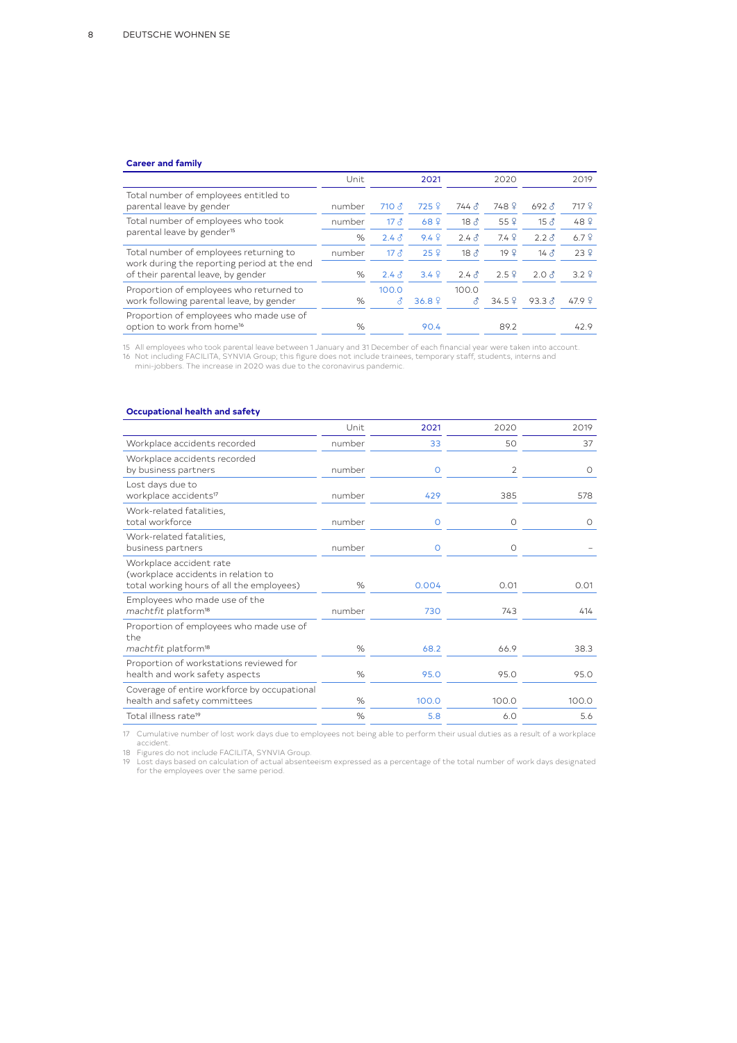**Career and family**

| | Unit | 2021 | | 2020 | | 2019 | |
|---|---|---|---|---|---|---|---|
| Total number of employees entitled to parental leave by gender | number | 710 ♂ | 725 ♀ | 744 ♂ | 748 ♀ | 692 ♂ | 717 ♀ |
| Total number of employees who took parental leave by gender[15] | number | 17 ♂ | 68 ♀ | 18 ♂ | 55 ♀ | 15 ♂ | 48 ♀ |
| | % | 2.4 ♂ | 9.4 ♀ | 2.4 ♂ | 7.4 ♀ | 2.2 ♂ | 6.7 ♀ |
| Total number of employees returning to work during the reporting period at the end of their parental leave, by gender | number | 17 ♂ | 25 ♀ | 18 ♂ | 19 ♀ | 14 ♂ | 23 ♀ |
| | % | 2.4 ♂ | 3.4 ♀ | 2.4 ♂ | 2.5 ♀ | 2.0 ♂ | 3.2 ♀ |
| Proportion of employees who returned to work following parental leave, by gender | % | 100.0 ♂ | 36.8 ♀ | 100.0 ♂ | 34.5 ♀ | 93.3 ♂ | 47.9 ♀ |
| Proportion of employees who made use of option to work from home[16] | % | | 90.4 | | 89.2 | | 42.9 |

15 All employees who took parental leave between 1 January and 31 December of each financial year were taken into account.
16 Not including FACILITA, SYNVIA Group; this figure does not include trainees, temporary staff, students, interns and mini-jobbers. The increase in 2020 was due to the coronavirus pandemic.

**Occupational health and safety**

| | Unit | 2021 | 2020 | 2019 |
|---|---|---|---|---|
| Workplace accidents recorded | number | 33 | 50 | 37 |
| Workplace accidents recorded by business partners | number | 0 | 2 | 0 |
| Lost days due to workplace accidents[17] | number | 429 | 385 | 578 |
| Work-related fatalities, total workforce | number | 0 | 0 | 0 |
| Work-related fatalities, business partners | number | 0 | 0 | – |
| Workplace accident rate (workplace accidents in relation to total working hours of all the employees) | % | 0.004 | 0.01 | 0.01 |
| Employees who made use of the *machtfit* platform[18] | number | 730 | 743 | 414 |
| Proportion of employees who made use of the *machtfit* platform[18] | % | 68.2 | 66.9 | 38.3 |
| Proportion of workstations reviewed for health and work safety aspects | % | 95.0 | 95.0 | 95.0 |
| Coverage of entire workforce by occupational health and safety committees | % | 100.0 | 100.0 | 100.0 |
| Total illness rate[19] | % | 5.8 | 6.0 | 5.6 |

17 Cumulative number of lost work days due to employees not being able to perform their usual duties as a result of a workplace accident.
18 Figures do not include FACILITA, SYNVIA Group.
19 Lost days based on calculation of actual absenteeism expressed as a percentage of the total number of work days designated for the employees over the same period.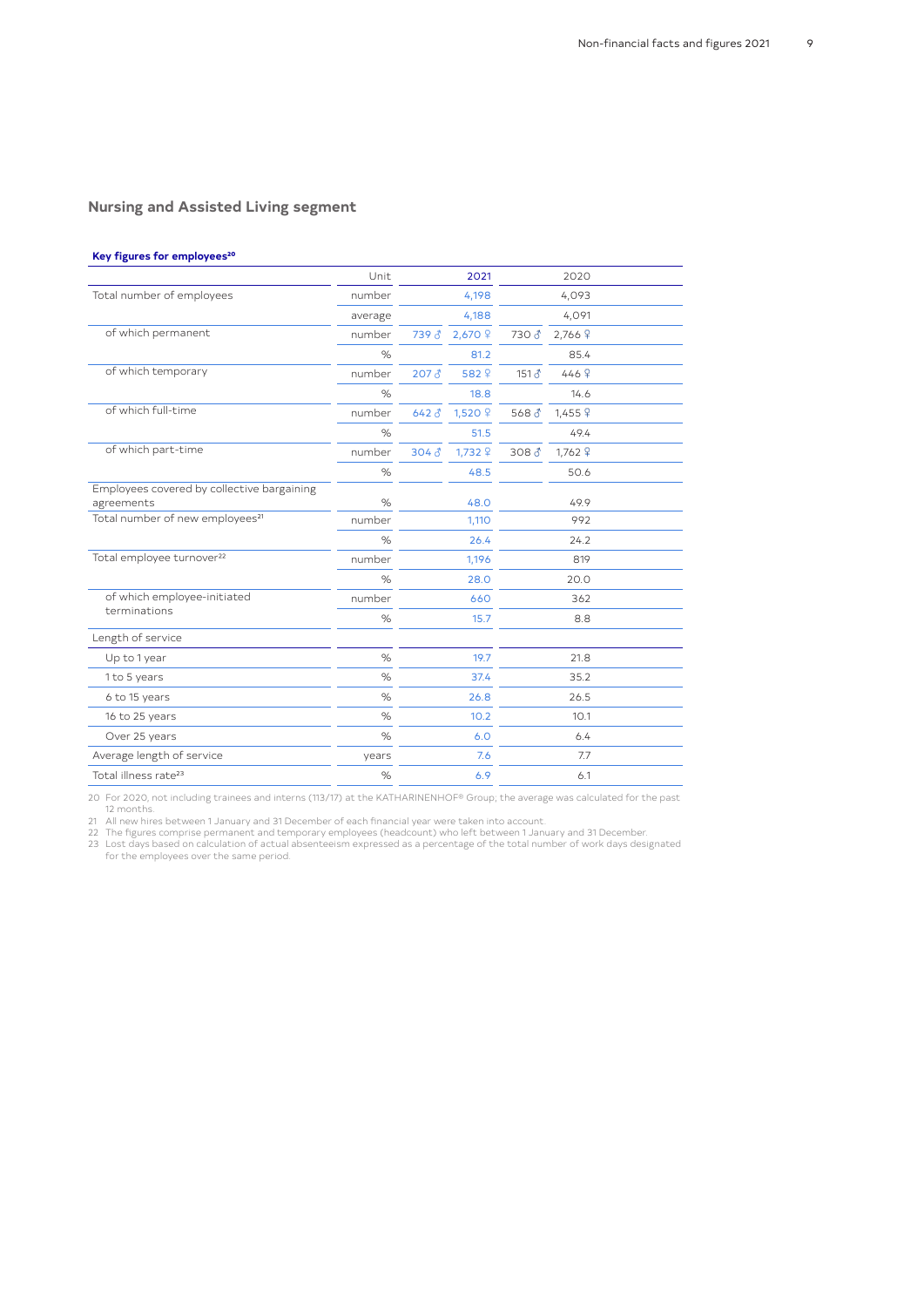## Nursing and Assisted Living segment

**Key figures for employees[20]**

| | Unit | 2021 | | 2020 | |
|---|---|---|---|---|---|
| Total number of employees | number | | 4,198 | | 4,093 |
| | average | | 4,188 | | 4,091 |
| of which permanent | number | 739 ♂ | 2,670 ♀ | 730 ♂ | 2,766 ♀ |
| | % | | 81.2 | | 85.4 |
| of which temporary | number | 207 ♂ | 582 ♀ | 151 ♂ | 446 ♀ |
| | % | | 18.8 | | 14.6 |
| of which full-time | number | 642 ♂ | 1,520 ♀ | 568 ♂ | 1,455 ♀ |
| | % | | 51.5 | | 49.4 |
| of which part-time | number | 304 ♂ | 1,732 ♀ | 308 ♂ | 1,762 ♀ |
| | % | | 48.5 | | 50.6 |
| Employees covered by collective bargaining agreements | % | | 48.0 | | 49.9 |
| Total number of new employees[21] | number | | 1,110 | | 992 |
| | % | | 26.4 | | 24.2 |
| Total employee turnover[22] | number | | 1,196 | | 819 |
| | % | | 28.0 | | 20.0 |
| of which employee-initiated terminations | number | | 660 | | 362 |
| | % | | 15.7 | | 8.8 |
| Length of service | | | | | |
| Up to 1 year | % | | 19.7 | | 21.8 |
| 1 to 5 years | % | | 37.4 | | 35.2 |
| 6 to 15 years | % | | 26.8 | | 26.5 |
| 16 to 25 years | % | | 10.2 | | 10.1 |
| Over 25 years | % | | 6.0 | | 6.4 |
| Average length of service | years | | 7.6 | | 7.7 |
| Total illness rate[23] | % | | 6.9 | | 6.1 |

20 For 2020, not including trainees and interns (113/17) at the KATHARINENHOF® Group; the average was calculated for the past 12 months.

21 All new hires between 1 January and 31 December of each financial year were taken into account.

22 The figures comprise permanent and temporary employees (headcount) who left between 1 January and 31 December.

23 Lost days based on calculation of actual absenteeism expressed as a percentage of the total number of work days designated for the employees over the same period.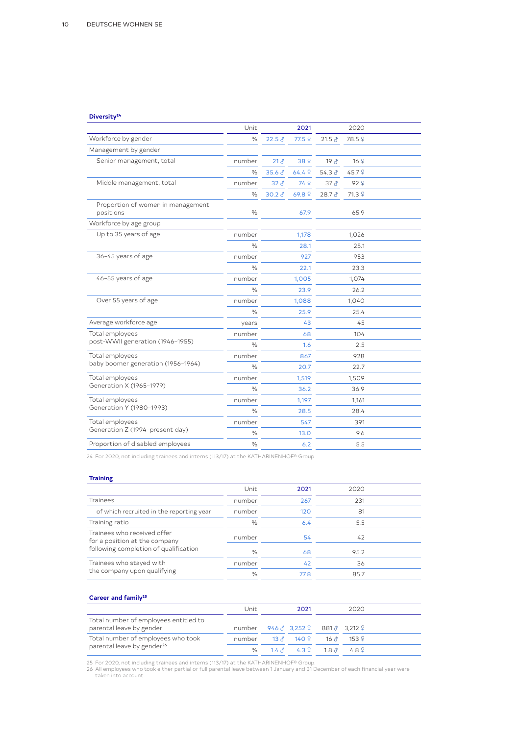## Diversity[24]

| | Unit | 2021 | | 2020 | |
|---|---|---|---|---|---|
| Workforce by gender | % | 22.5 ♂ | 77.5 ♀ | 21.5 ♂ | 78.5 ♀ |
| Management by gender | | | | | |
| Senior management, total | number | 21 ♂ | 38 ♀ | 19 ♂ | 16 ♀ |
| | % | 35.6 ♂ | 64.4 ♀ | 54.3 ♂ | 45.7 ♀ |
| Middle management, total | number | 32 ♂ | 74 ♀ | 37 ♂ | 92 ♀ |
| | % | 30.2 ♂ | 69.8 ♀ | 28.7 ♂ | 71.3 ♀ |
| Proportion of women in management positions | % | 67.9 | | 65.9 | |
| Workforce by age group | | | | | |
| Up to 35 years of age | number | 1,178 | | 1,026 | |
| | % | 28.1 | | 25.1 | |
| 36–45 years of age | number | 927 | | 953 | |
| | % | 22.1 | | 23.3 | |
| 46–55 years of age | number | 1,005 | | 1,074 | |
| | % | 23.9 | | 26.2 | |
| Over 55 years of age | number | 1,088 | | 1,040 | |
| | % | 25.9 | | 25.4 | |
| Average workforce age | years | 43 | | 45 | |
| Total employees post-WWII generation (1946–1955) | number | 68 | | 104 | |
| | % | 1.6 | | 2.5 | |
| Total employees baby boomer generation (1956–1964) | number | 867 | | 928 | |
| | % | 20.7 | | 22.7 | |
| Total employees Generation X (1965–1979) | number | 1,519 | | 1,509 | |
| | % | 36.2 | | 36.9 | |
| Total employees Generation Y (1980–1993) | number | 1,197 | | 1,161 | |
| | % | 28.5 | | 28.4 | |
| Total employees Generation Z (1994–present day) | number | 547 | | 391 | |
| | % | 13.0 | | 9.6 | |
| Proportion of disabled employees | % | 6.2 | | 5.5 | |

24 For 2020, not including trainees and interns (113/17) at the KATHARINENHOF® Group.

## Training

| | Unit | 2021 | 2020 |
|---|---|---|---|
| Trainees | number | 267 | 231 |
| of which recruited in the reporting year | number | 120 | 81 |
| Training ratio | % | 6.4 | 5.5 |
| Trainees who received offer for a position at the company following completion of qualification | number | 54 | 42 |
| | % | 68 | 95.2 |
| Trainees who stayed with the company upon qualifying | number | 42 | 36 |
| | % | 77.8 | 85.7 |

## Career and family[25]

| | Unit | 2021 | | 2020 | |
|---|---|---|---|---|---|
| Total number of employees entitled to parental leave by gender | number | 946 ♂ | 3,252 ♀ | 881 ♂ | 3,212 ♀ |
| Total number of employees who took parental leave by gender[26] | number | 13 ♂ | 140 ♀ | 16 ♂ | 153 ♀ |
| | % | 1.4 ♂ | 4.3 ♀ | 1.8 ♂ | 4.8 ♀ |

25 For 2020, not including trainees and interns (113/17) at the KATHARINENHOF® Group.
26 All employees who took either partial or full parental leave between 1 January and 31 December of each financial year were taken into account.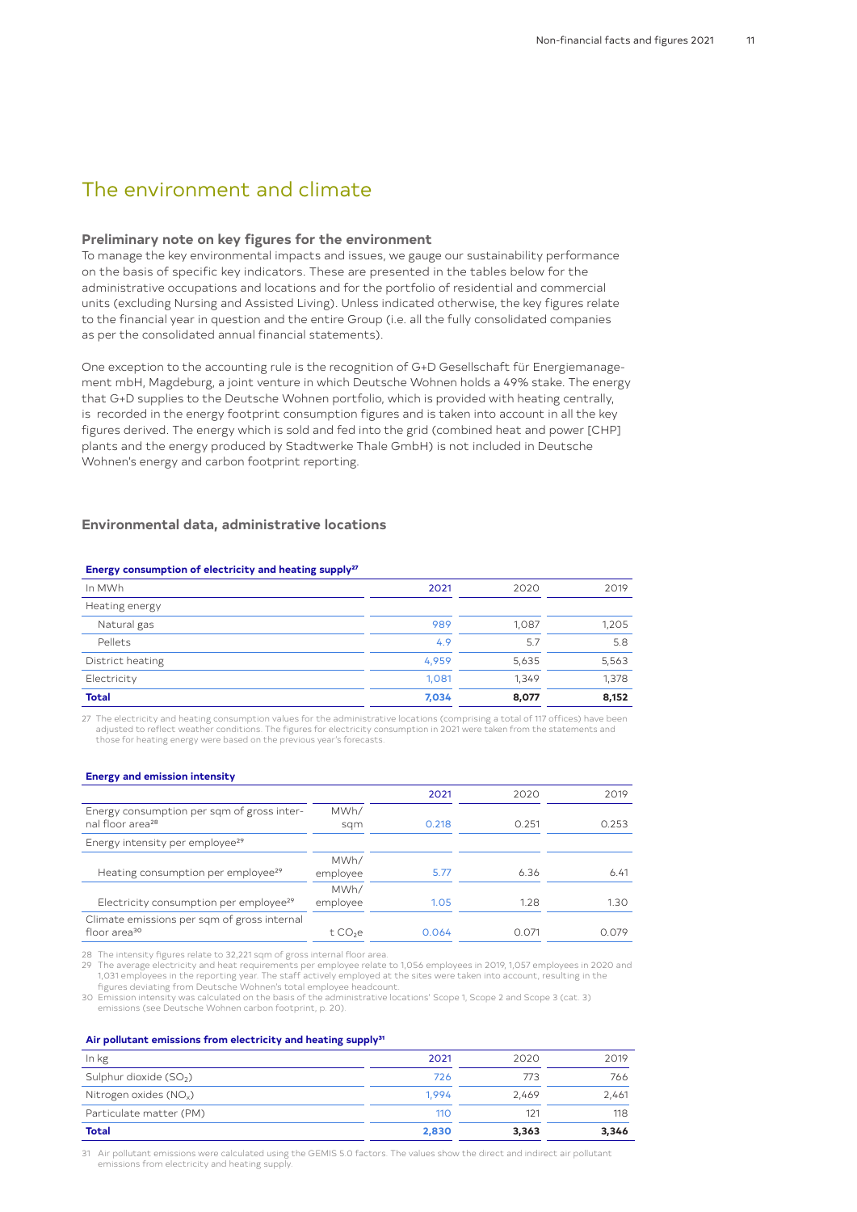# The environment and climate

### Preliminary note on key figures for the environment

To manage the key environmental impacts and issues, we gauge our sustainability performance on the basis of specific key indicators. These are presented in the tables below for the administrative occupations and locations and for the portfolio of residential and commercial units (excluding Nursing and Assisted Living). Unless indicated otherwise, the key figures relate to the financial year in question and the entire Group (i.e. all the fully consolidated companies as per the consolidated annual financial statements).

One exception to the accounting rule is the recognition of G+D Gesellschaft für Energiemanagement mbH, Magdeburg, a joint venture in which Deutsche Wohnen holds a 49% stake. The energy that G+D supplies to the Deutsche Wohnen portfolio, which is provided with heating centrally, is recorded in the energy footprint consumption figures and is taken into account in all the key figures derived. The energy which is sold and fed into the grid (combined heat and power [CHP] plants and the energy produced by Stadtwerke Thale GmbH) is not included in Deutsche Wohnen's energy and carbon footprint reporting.

## Environmental data, administrative locations

**Energy consumption of electricity and heating supply[27]**

| In MWh | 2021 | 2020 | 2019 |
|---|---|---|---|
| Heating energy | | | |
| Natural gas | 989 | 1,087 | 1,205 |
| Pellets | 4.9 | 5.7 | 5.8 |
| District heating | 4,959 | 5,635 | 5,563 |
| Electricity | 1,081 | 1,349 | 1,378 |
| **Total** | **7,034** | **8,077** | **8,152** |

27 The electricity and heating consumption values for the administrative locations (comprising a total of 117 offices) have been adjusted to reflect weather conditions. The figures for electricity consumption in 2021 were taken from the statements and those for heating energy were based on the previous year's forecasts.

**Energy and emission intensity**

| | | 2021 | 2020 | 2019 |
|---|---|---|---|---|
| Energy consumption per sqm of gross internal floor area[28] | MWh/sqm | 0.218 | 0.251 | 0.253 |
| Energy intensity per employee[29] | | | | |
| Heating consumption per employee[29] | MWh/employee | 5.77 | 6.36 | 6.41 |
| Electricity consumption per employee[29] | MWh/employee | 1.05 | 1.28 | 1.30 |
| Climate emissions per sqm of gross internal floor area[30] | t $CO_2e$ | 0.064 | 0.071 | 0.079 |

28 The intensity figures relate to 32,221 sqm of gross internal floor area.
29 The average electricity and heat requirements per employee relate to 1,056 employees in 2019, 1,057 employees in 2020 and 1,031 employees in the reporting year. The staff actively employed at the sites were taken into account, resulting in the figures deviating from Deutsche Wohnen's total employee headcount.
30 Emission intensity was calculated on the basis of the administrative locations' Scope 1, Scope 2 and Scope 3 (cat. 3) emissions (see Deutsche Wohnen carbon footprint, p. 20).

**Air pollutant emissions from electricity and heating supply[31]**

| In kg | 2021 | 2020 | 2019 |
|---|---|---|---|
| Sulphur dioxide ($SO_2$) | 726 | 773 | 766 |
| Nitrogen oxides ($NO_x$) | 1,994 | 2,469 | 2,461 |
| Particulate matter (PM) | 110 | 121 | 118 |
| **Total** | **2,830** | **3,363** | **3,346** |

31 Air pollutant emissions were calculated using the GEMIS 5.0 factors. The values show the direct and indirect air pollutant emissions from electricity and heating supply.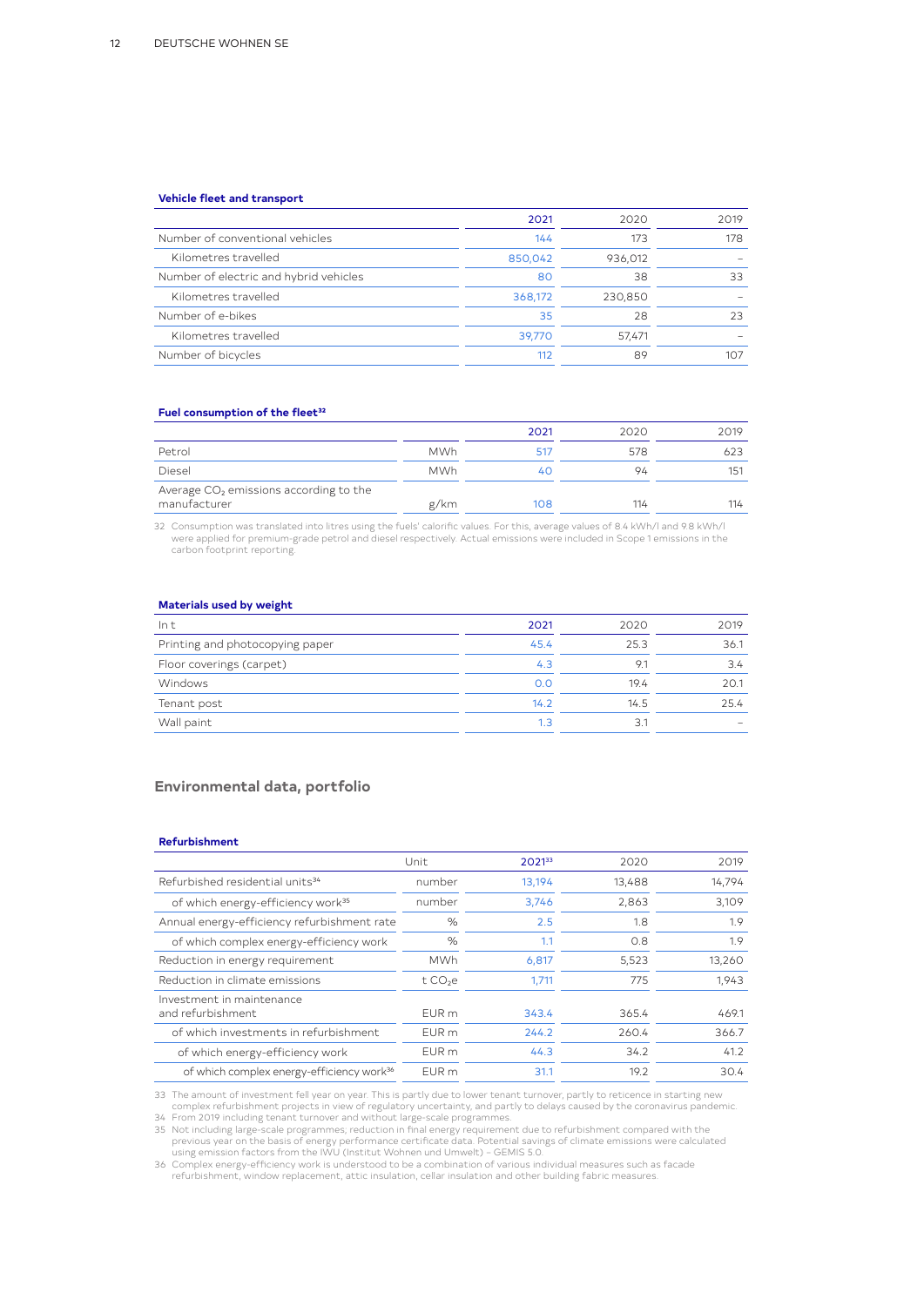### Vehicle fleet and transport

| | 2021 | 2020 | 2019 |
|---|---|---|---|
| Number of conventional vehicles | 144 | 173 | 178 |
| Kilometres travelled | 850,042 | 936,012 | – |
| Number of electric and hybrid vehicles | 80 | 38 | 33 |
| Kilometres travelled | 368,172 | 230,850 | – |
| Number of e-bikes | 35 | 28 | 23 |
| Kilometres travelled | 39,770 | 57,471 | – |
| Number of bicycles | 112 | 89 | 107 |

### Fuel consumption of the fleet[32]

| | | 2021 | 2020 | 2019 |
|---|---|---|---|---|
| Petrol | MWh | 517 | 578 | 623 |
| Diesel | MWh | 40 | 94 | 151 |
| Average $CO_2$ emissions according to the manufacturer | g/km | 108 | 114 | 114 |

32 Consumption was translated into litres using the fuels' calorific values. For this, average values of 8.4 kWh/l and 9.8 kWh/l were applied for premium-grade petrol and diesel respectively. Actual emissions were included in Scope 1 emissions in the carbon footprint reporting.

### Materials used by weight

| In t | 2021 | 2020 | 2019 |
|---|---|---|---|
| Printing and photocopying paper | 45.4 | 25.3 | 36.1 |
| Floor coverings (carpet) | 4.3 | 9.1 | 3.4 |
| Windows | 0.0 | 19.4 | 20.1 |
| Tenant post | 14.2 | 14.5 | 25.4 |
| Wall paint | 1.3 | 3.1 | – |

## Environmental data, portfolio

### Refurbishment

| | Unit | 2021[33] | 2020 | 2019 |
|---|---|---|---|---|
| Refurbished residential units[34] | number | 13,194 | 13,488 | 14,794 |
| of which energy-efficiency work[35] | number | 3,746 | 2,863 | 3,109 |
| Annual energy-efficiency refurbishment rate | % | 2.5 | 1.8 | 1.9 |
| of which complex energy-efficiency work | % | 1.1 | 0.8 | 1.9 |
| Reduction in energy requirement | MWh | 6,817 | 5,523 | 13,260 |
| Reduction in climate emissions | t $CO_2e$ | 1,711 | 775 | 1,943 |
| Investment in maintenance and refurbishment | EUR m | 343.4 | 365.4 | 469.1 |
| of which investments in refurbishment | EUR m | 244.2 | 260.4 | 366.7 |
| of which energy-efficiency work | EUR m | 44.3 | 34.2 | 41.2 |
| of which complex energy-efficiency work[36] | EUR m | 31.1 | 19.2 | 30.4 |

33 The amount of investment fell year on year. This is partly due to lower tenant turnover, partly to reticence in starting new complex refurbishment projects in view of regulatory uncertainty, and partly to delays caused by the coronavirus pandemic.
34 From 2019 including tenant turnover and without large-scale programmes.
35 Not including large-scale programmes; reduction in final energy requirement due to refurbishment compared with the previous year on the basis of energy performance certificate data. Potential savings of climate emissions were calculated using emission factors from the IWU (Institut Wohnen und Umwelt) – GEMIS 5.0.
36 Complex energy-efficiency work is understood to be a combination of various individual measures such as facade refurbishment, window replacement, attic insulation, cellar insulation and other building fabric measures.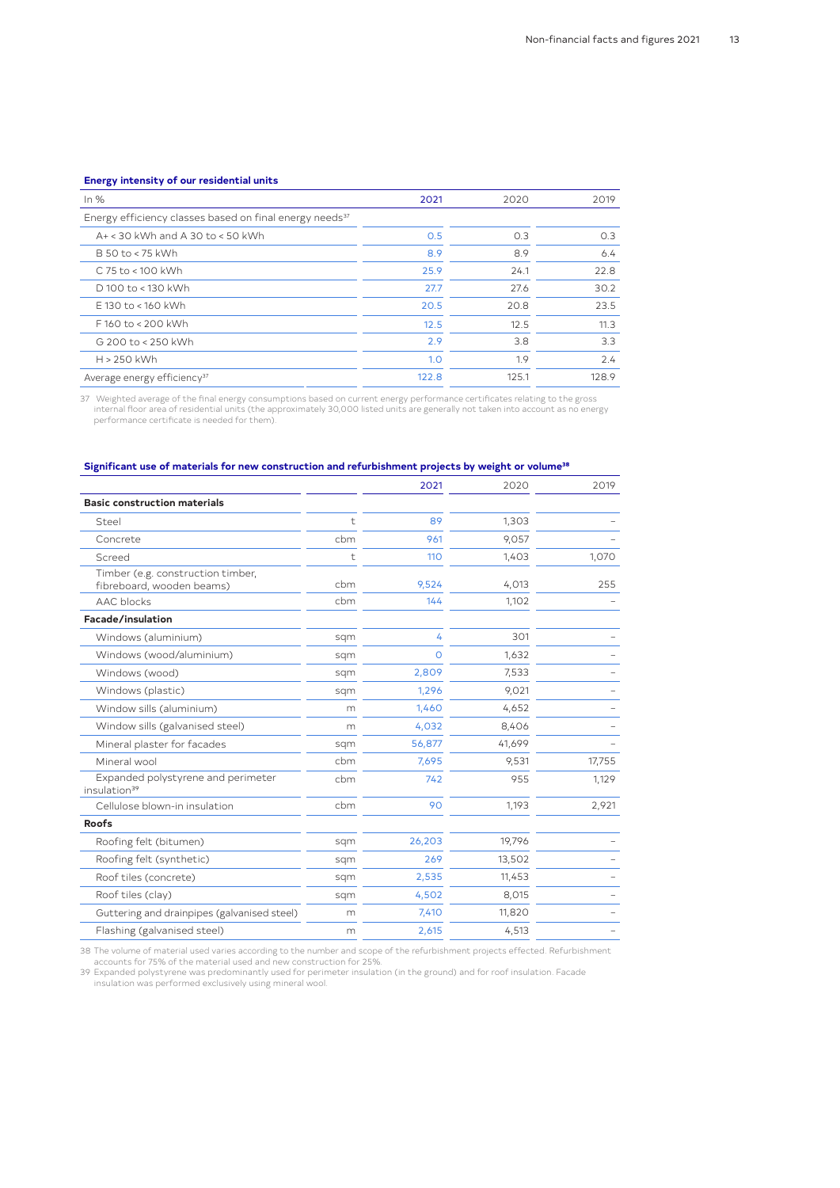### Energy intensity of our residential units

| In % | 2021 | 2020 | 2019 |
|---|---|---|---|
| Energy efficiency classes based on final energy needs[37] | | | |
| A+ < 30 kWh and A 30 to < 50 kWh | 0.5 | 0.3 | 0.3 |
| B 50 to < 75 kWh | 8.9 | 8.9 | 6.4 |
| C 75 to < 100 kWh | 25.9 | 24.1 | 22.8 |
| D 100 to < 130 kWh | 27.7 | 27.6 | 30.2 |
| E 130 to < 160 kWh | 20.5 | 20.8 | 23.5 |
| F 160 to < 200 kWh | 12.5 | 12.5 | 11.3 |
| G 200 to < 250 kWh | 2.9 | 3.8 | 3.3 |
| H > 250 kWh | 1.0 | 1.9 | 2.4 |
| Average energy efficiency[37] | 122.8 | 125.1 | 128.9 |

37 Weighted average of the final energy consumptions based on current energy performance certificates relating to the gross internal floor area of residential units (the approximately 30,000 listed units are generally not taken into account as no energy performance certificate is needed for them).

### Significant use of materials for new construction and refurbishment projects by weight or volume[38]

| | | 2021 | 2020 | 2019 |
|---|---|---|---|---|
| **Basic construction materials** | | | | |
| Steel | t | 89 | 1,303 | – |
| Concrete | cbm | 961 | 9,057 | – |
| Screed | t | 110 | 1,403 | 1,070 |
| Timber (e.g. construction timber, fibreboard, wooden beams) | cbm | 9,524 | 4,013 | 255 |
| AAC blocks | cbm | 144 | 1,102 | – |
| **Facade/insulation** | | | | |
| Windows (aluminium) | sqm | 4 | 301 | – |
| Windows (wood/aluminium) | sqm | 0 | 1,632 | – |
| Windows (wood) | sqm | 2,809 | 7,533 | – |
| Windows (plastic) | sqm | 1,296 | 9,021 | – |
| Window sills (aluminium) | m | 1,460 | 4,652 | – |
| Window sills (galvanised steel) | m | 4,032 | 8,406 | – |
| Mineral plaster for facades | sqm | 56,877 | 41,699 | – |
| Mineral wool | cbm | 7,695 | 9,531 | 17,755 |
| Expanded polystyrene and perimeter insulation[39] | cbm | 742 | 955 | 1,129 |
| Cellulose blown-in insulation | cbm | 90 | 1,193 | 2,921 |
| **Roofs** | | | | |
| Roofing felt (bitumen) | sqm | 26,203 | 19,796 | – |
| Roofing felt (synthetic) | sqm | 269 | 13,502 | – |
| Roof tiles (concrete) | sqm | 2,535 | 11,453 | – |
| Roof tiles (clay) | sqm | 4,502 | 8,015 | – |
| Guttering and drainpipes (galvanised steel) | m | 7,410 | 11,820 | – |
| Flashing (galvanised steel) | m | 2,615 | 4,513 | – |

38 The volume of material used varies according to the number and scope of the refurbishment projects effected. Refurbishment accounts for 75% of the material used and new construction for 25%.

39 Expanded polystyrene was predominantly used for perimeter insulation (in the ground) and for roof insulation. Facade insulation was performed exclusively using mineral wool.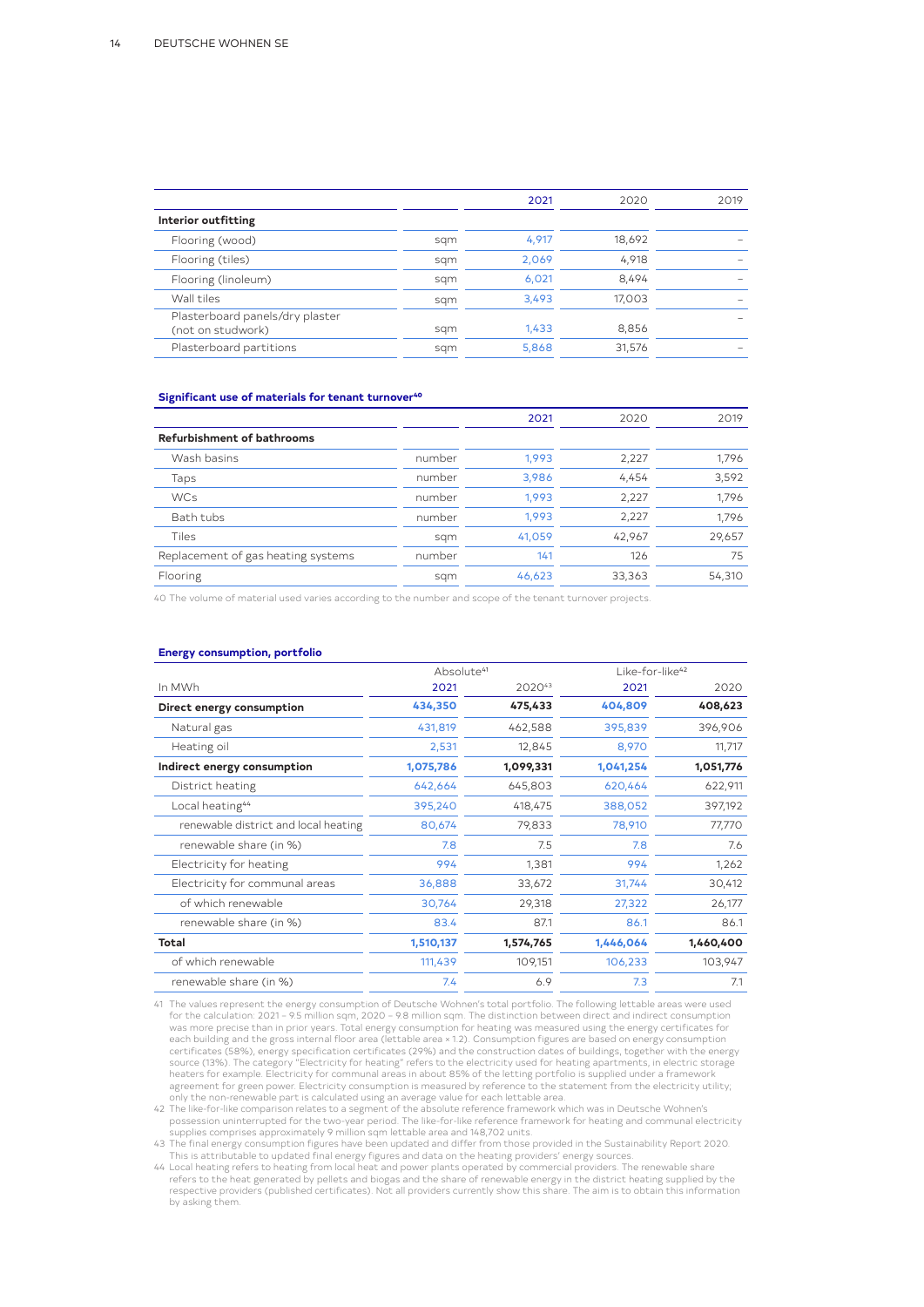| | | 2021 | 2020 | 2019 |
|---|---|---|---|---|
| **Interior outfitting** | | | | |
| Flooring (wood) | sqm | 4,917 | 18,692 | – |
| Flooring (tiles) | sqm | 2,069 | 4,918 | – |
| Flooring (linoleum) | sqm | 6,021 | 8,494 | – |
| Wall tiles | sqm | 3,493 | 17,003 | – |
| Plasterboard panels/dry plaster (not on studwork) | sqm | 1,433 | 8,856 | – |
| Plasterboard partitions | sqm | 5,868 | 31,576 | – |

### Significant use of materials for tenant turnover[40]

| | | 2021 | 2020 | 2019 |
|---|---|---|---|---|
| **Refurbishment of bathrooms** | | | | |
| Wash basins | number | 1,993 | 2,227 | 1,796 |
| Taps | number | 3,986 | 4,454 | 3,592 |
| WCs | number | 1,993 | 2,227 | 1,796 |
| Bath tubs | number | 1,993 | 2,227 | 1,796 |
| Tiles | sqm | 41,059 | 42,967 | 29,657 |
| Replacement of gas heating systems | number | 141 | 126 | 75 |
| Flooring | sqm | 46,623 | 33,363 | 54,310 |

40 The volume of material used varies according to the number and scope of the tenant turnover projects.

### Energy consumption, portfolio

| | Absolute[41] | | Like-for-like[42] | |
|---|---|---|---|---|
| In MWh | 2021 | 2020[43] | 2021 | 2020 |
| **Direct energy consumption** | **434,350** | **475,433** | **404,809** | **408,623** |
| Natural gas | 431,819 | 462,588 | 395,839 | 396,906 |
| Heating oil | 2,531 | 12,845 | 8,970 | 11,717 |
| **Indirect energy consumption** | **1,075,786** | **1,099,331** | **1,041,254** | **1,051,776** |
| District heating | 642,664 | 645,803 | 620,464 | 622,911 |
| Local heating[44] | 395,240 | 418,475 | 388,052 | 397,192 |
| renewable district and local heating | 80,674 | 79,833 | 78,910 | 77,770 |
| renewable share (in %) | 7.8 | 7.5 | 7.8 | 7.6 |
| Electricity for heating | 994 | 1,381 | 994 | 1,262 |
| Electricity for communal areas | 36,888 | 33,672 | 31,744 | 30,412 |
| of which renewable | 30,764 | 29,318 | 27,322 | 26,177 |
| renewable share (in %) | 83.4 | 87.1 | 86.1 | 86.1 |
| **Total** | **1,510,137** | **1,574,765** | **1,446,064** | **1,460,400** |
| of which renewable | 111,439 | 109,151 | 106,233 | 103,947 |
| renewable share (in %) | 7.4 | 6.9 | 7.3 | 7.1 |

41 The values represent the energy consumption of Deutsche Wohnen's total portfolio. The following lettable areas were used for the calculation: 2021 – 9.5 million sqm, 2020 – 9.8 million sqm. The distinction between direct and indirect consumption was more precise than in prior years. Total energy consumption for heating was measured using the energy certificates for each building and the gross internal floor area (lettable area × 1.2). Consumption figures are based on energy consumption certificates (58%), energy specification certificates (29%) and the construction dates of buildings, together with the energy source (13%). The category "Electricity for heating" refers to the electricity used for heating apartments, in electric storage heaters for example. Electricity for communal areas in about 85% of the letting portfolio is supplied under a framework agreement for green power. Electricity consumption is measured by reference to the statement from the electricity utility, only the non-renewable part is calculated using an average value for each lettable area.

42 The like-for-like comparison relates to a segment of the absolute reference framework which was in Deutsche Wohnen's possession uninterrupted for the two-year period. The like-for-like reference framework for heating and communal electricity supplies comprises approximately 9 million sqm lettable area and 148,702 units.

43 The final energy consumption figures have been updated and differ from those provided in the Sustainability Report 2020. This is attributable to updated final energy figures and data on the heating providers' energy sources.

44 Local heating refers to heating from local heat and power plants operated by commercial providers. The renewable share refers to the heat generated by pellets and biogas and the share of renewable energy in the district heating supplied by the respective providers (published certificates). Not all providers currently show this share. The aim is to obtain this information by asking them.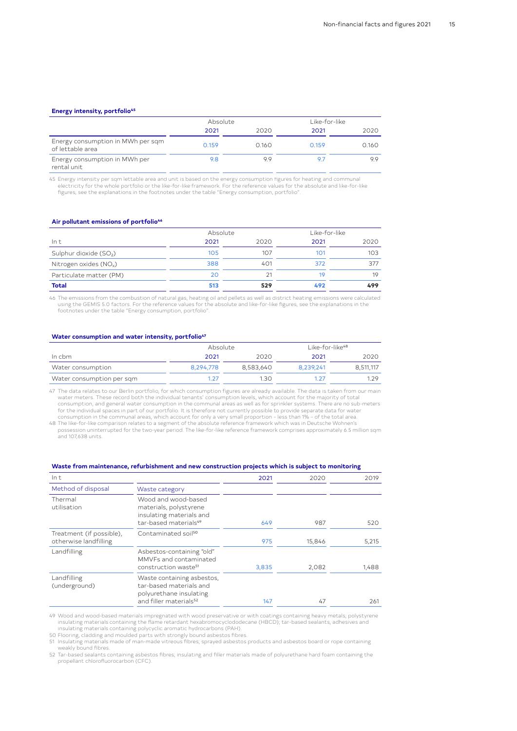### Energy intensity, portfolio[45]

| | Absolute | | Like-for-like | |
|---|---|---|---|---|
| | 2021 | 2020 | 2021 | 2020 |
| Energy consumption in MWh per sqm of lettable area | 0.159 | 0.160 | 0.159 | 0.160 |
| Energy consumption in MWh per rental unit | 9.8 | 9.9 | 9.7 | 9.9 |

45 Energy intensity per sqm lettable area and unit is based on the energy consumption figures for heating and communal electricity for the whole portfolio or the like-for-like framework. For the reference values for the absolute and like-for-like figures, see the explanations in the footnotes under the table "Energy consumption, portfolio".

### Air pollutant emissions of portfolio[46]

| | Absolute | | Like-for-like | |
|---|---|---|---|---|
| In t | 2021 | 2020 | 2021 | 2020 |
| Sulphur dioxide ($SO_2$) | 105 | 107 | 101 | 103 |
| Nitrogen oxides ($NO_x$) | 388 | 401 | 372 | 377 |
| Particulate matter (PM) | 20 | 21 | 19 | 19 |
| **Total** | **513** | **529** | **492** | **499** |

46 The emissions from the combustion of natural gas, heating oil and pellets as well as district heating emissions were calculated using the GEMIS 5.0 factors. For the reference values for the absolute and like-for-like figures, see the explanations in the footnotes under the table "Energy consumption, portfolio".

### Water consumption and water intensity, portfolio[47]

| | Absolute | | Like-for-like[48] | |
|---|---|---|---|---|
| In cbm | 2021 | 2020 | 2021 | 2020 |
| Water consumption | 8,294,778 | 8,583,640 | 8,239,241 | 8,511,117 |
| Water consumption per sqm | 1.27 | 1.30 | 1.27 | 1.29 |

47 The data relates to our Berlin portfolio, for which consumption figures are already available. The data is taken from our main water meters. These record both the individual tenants' consumption levels, which account for the majority of total consumption, and general water consumption in the communal areas as well as for sprinkler systems. There are no sub-meters for the individual spaces in part of our portfolio. It is therefore not currently possible to provide separate data for water consumption in the communal areas, which account for only a very small proportion – less than 1% – of the total area.

48 The like-for-like comparison relates to a segment of the absolute reference framework which was in Deutsche Wohnen's possession uninterrupted for the two-year period. The like-for-like reference framework comprises approximately 6.5 million sqm and 107,638 units.

### Waste from maintenance, refurbishment and new construction projects which is subject to monitoring

| In t | | 2021 | 2020 | 2019 |
|---|---|---|---|---|
| Method of disposal | Waste category | | | |
| Thermal utilisation | Wood and wood-based materials, polystyrene insulating materials and tar-based materials[49] | 649 | 987 | 520 |
| Treatment (if possible), otherwise landfilling | Contaminated soil[50] | 975 | 15,846 | 5,215 |
| Landfilling | Asbestos-containing "old" MMVFs and contaminated construction waste[51] | 3,835 | 2,082 | 1,488 |
| Landfilling (underground) | Waste containing asbestos, tar-based materials and polyurethane insulating and filler materials[52] | 147 | 47 | 261 |

49 Wood and wood-based materials impregnated with wood preservative or with coatings containing heavy metals; polystyrene insulating materials containing the flame retardant hexabromocyclododecane (HBCD); tar-based sealants, adhesives and insulating materials containing polycyclic aromatic hydrocarbons (PAH).

50 Flooring, cladding and moulded parts with strongly bound asbestos fibres.

51 Insulating materials made of man-made vitreous fibres; sprayed asbestos products and asbestos board or rope containing weakly bound fibres.

52 Tar-based sealants containing asbestos fibres; insulating and filler materials made of polyurethane hard foam containing the propellant chlorofluorocarbon (CFC).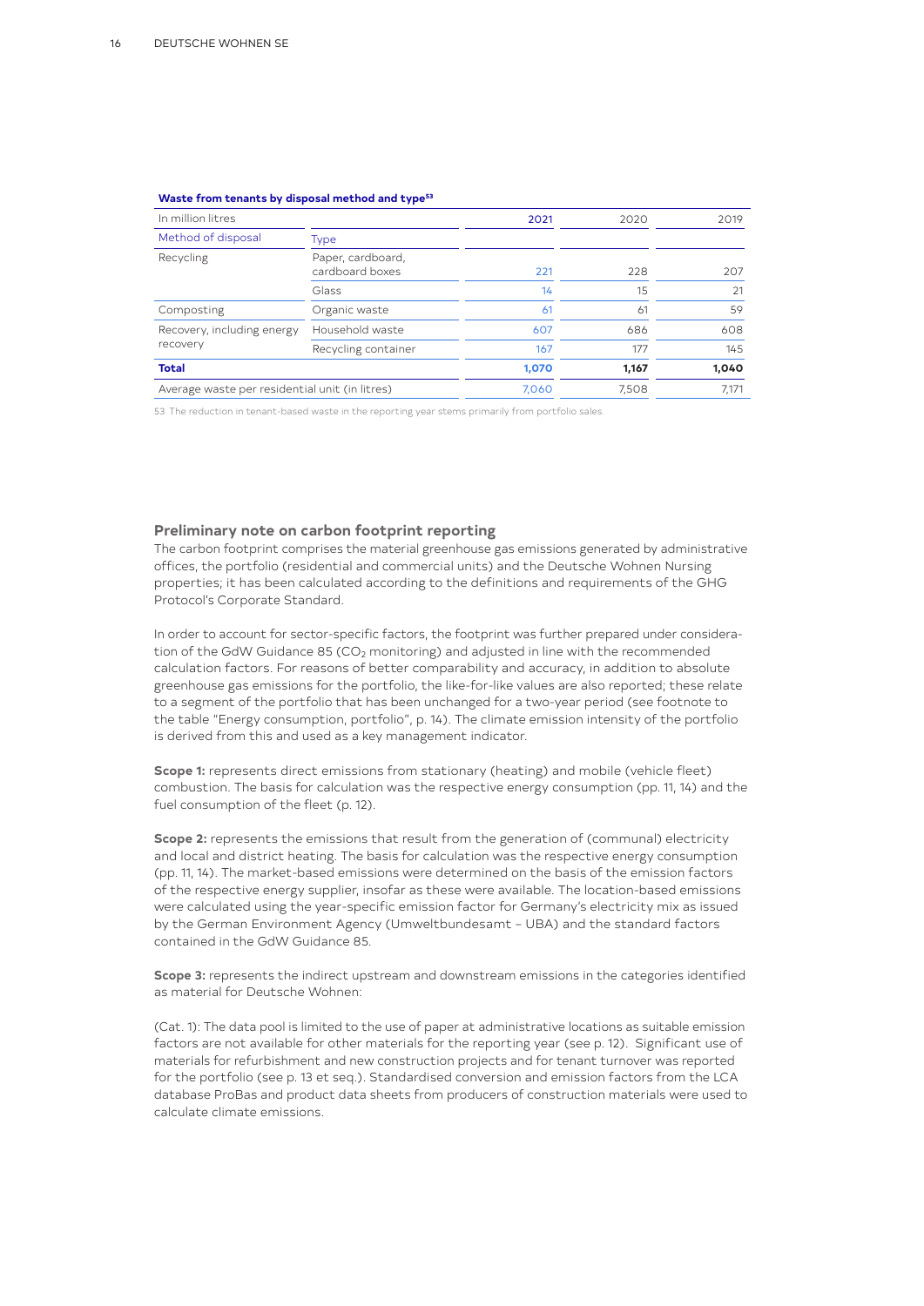**Waste from tenants by disposal method and type[53]**

| In million litres | | 2021 | 2020 | 2019 |
|---|---|---|---|---|
| Method of disposal | Type | | | |
| Recycling | Paper, cardboard, cardboard boxes | 221 | 228 | 207 |
| | Glass | 14 | 15 | 21 |
| Composting | Organic waste | 61 | 61 | 59 |
| Recovery, including energy recovery | Household waste | 607 | 686 | 608 |
| | Recycling container | 167 | 177 | 145 |
| **Total** | | **1,070** | **1,167** | **1,040** |
| Average waste per residential unit (in litres) | | 7,060 | 7,508 | 7,171 |

53 The reduction in tenant-based waste in the reporting year stems primarily from portfolio sales.

### Preliminary note on carbon footprint reporting

The carbon footprint comprises the material greenhouse gas emissions generated by administrative offices, the portfolio (residential and commercial units) and the Deutsche Wohnen Nursing properties; it has been calculated according to the definitions and requirements of the GHG Protocol's Corporate Standard.

In order to account for sector-specific factors, the footprint was further prepared under consideration of the GdW Guidance 85 ($CO_2$ monitoring) and adjusted in line with the recommended calculation factors. For reasons of better comparability and accuracy, in addition to absolute greenhouse gas emissions for the portfolio, the like-for-like values are also reported; these relate to a segment of the portfolio that has been unchanged for a two-year period (see footnote to the table "Energy consumption, portfolio", p. 14). The climate emission intensity of the portfolio is derived from this and used as a key management indicator.

**Scope 1:** represents direct emissions from stationary (heating) and mobile (vehicle fleet) combustion. The basis for calculation was the respective energy consumption (pp. 11, 14) and the fuel consumption of the fleet (p. 12).

**Scope 2:** represents the emissions that result from the generation of (communal) electricity and local and district heating. The basis for calculation was the respective energy consumption (pp. 11, 14). The market-based emissions were determined on the basis of the emission factors of the respective energy supplier, insofar as these were available. The location-based emissions were calculated using the year-specific emission factor for Germany's electricity mix as issued by the German Environment Agency (Umweltbundesamt – UBA) and the standard factors contained in the GdW Guidance 85.

**Scope 3:** represents the indirect upstream and downstream emissions in the categories identified as material for Deutsche Wohnen:

(Cat. 1): The data pool is limited to the use of paper at administrative locations as suitable emission factors are not available for other materials for the reporting year (see p. 12). Significant use of materials for refurbishment and new construction projects and for tenant turnover was reported for the portfolio (see p. 13 et seq.). Standardised conversion and emission factors from the LCA database ProBas and product data sheets from producers of construction materials were used to calculate climate emissions.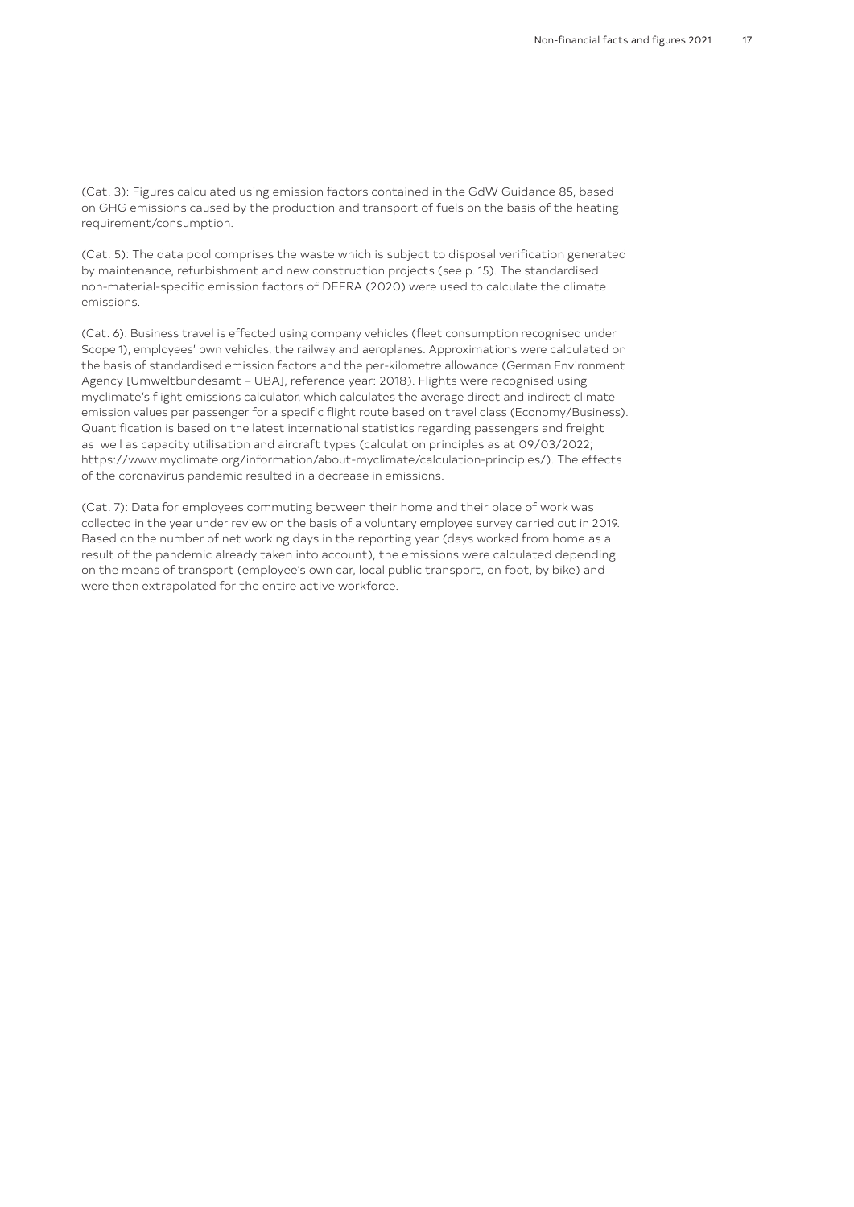(Cat. 3): Figures calculated using emission factors contained in the GdW Guidance 85, based on GHG emissions caused by the production and transport of fuels on the basis of the heating requirement/consumption.

(Cat. 5): The data pool comprises the waste which is subject to disposal verification generated by maintenance, refurbishment and new construction projects (see p. 15). The standardised non-material-specific emission factors of DEFRA (2020) were used to calculate the climate emissions.

(Cat. 6): Business travel is effected using company vehicles (fleet consumption recognised under Scope 1), employees' own vehicles, the railway and aeroplanes. Approximations were calculated on the basis of standardised emission factors and the per-kilometre allowance (German Environment Agency [Umweltbundesamt – UBA], reference year: 2018). Flights were recognised using myclimate's flight emissions calculator, which calculates the average direct and indirect climate emission values per passenger for a specific flight route based on travel class (Economy/Business). Quantification is based on the latest international statistics regarding passengers and freight as well as capacity utilisation and aircraft types (calculation principles as at 09/03/2022; https://www.myclimate.org/information/about-myclimate/calculation-principles/). The effects of the coronavirus pandemic resulted in a decrease in emissions.

(Cat. 7): Data for employees commuting between their home and their place of work was collected in the year under review on the basis of a voluntary employee survey carried out in 2019. Based on the number of net working days in the reporting year (days worked from home as a result of the pandemic already taken into account), the emissions were calculated depending on the means of transport (employee's own car, local public transport, on foot, by bike) and were then extrapolated for the entire active workforce.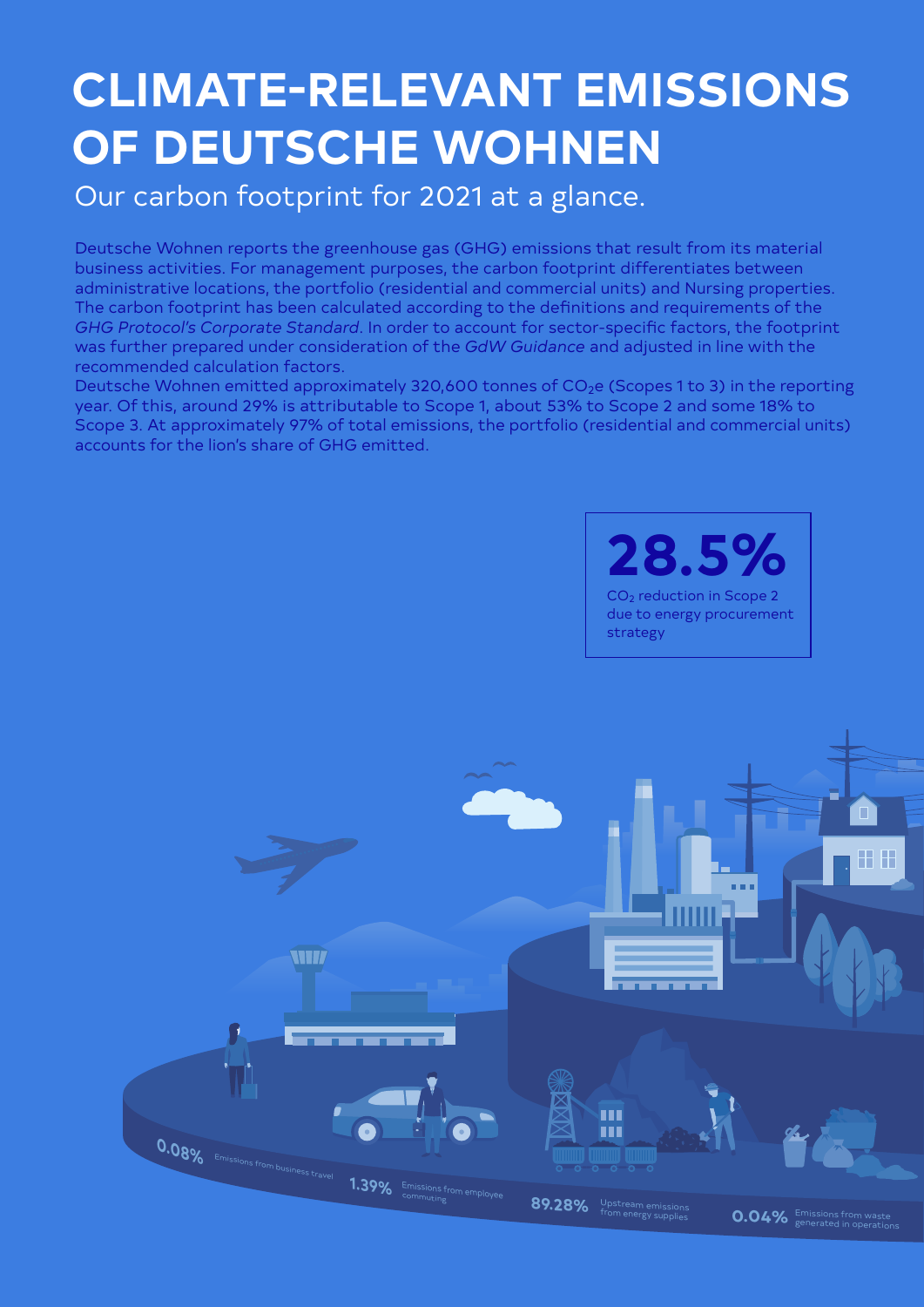# CLIMATE-RELEVANT EMISSIONS OF DEUTSCHE WOHNEN

## Our carbon footprint for 2021 at a glance.

Deutsche Wohnen reports the greenhouse gas (GHG) emissions that result from its material business activities. For management purposes, the carbon footprint differentiates between administrative locations, the portfolio (residential and commercial units) and Nursing properties. The carbon footprint has been calculated according to the definitions and requirements of the *GHG Protocol's Corporate Standard*. In order to account for sector-specific factors, the footprint was further prepared under consideration of the *GdW Guidance* and adjusted in line with the recommended calculation factors.

Deutsche Wohnen emitted approximately 320,600 tonnes of $CO_2e$ (Scopes 1 to 3) in the reporting year. Of this, around 29% is attributable to Scope 1, about 53% to Scope 2 and some 18% to Scope 3. At approximately 97% of total emissions, the portfolio (residential and commercial units) accounts for the lion's share of GHG emitted.

**28.5%**

$CO_2$ reduction in Scope 2 due to energy procurement strategy

**0.08%** Emissions from business travel

**1.39%** Emissions from employee commuting

**89.28%** Upstream emissions from energy supplies

**0.04%** Emissions from waste generated in operations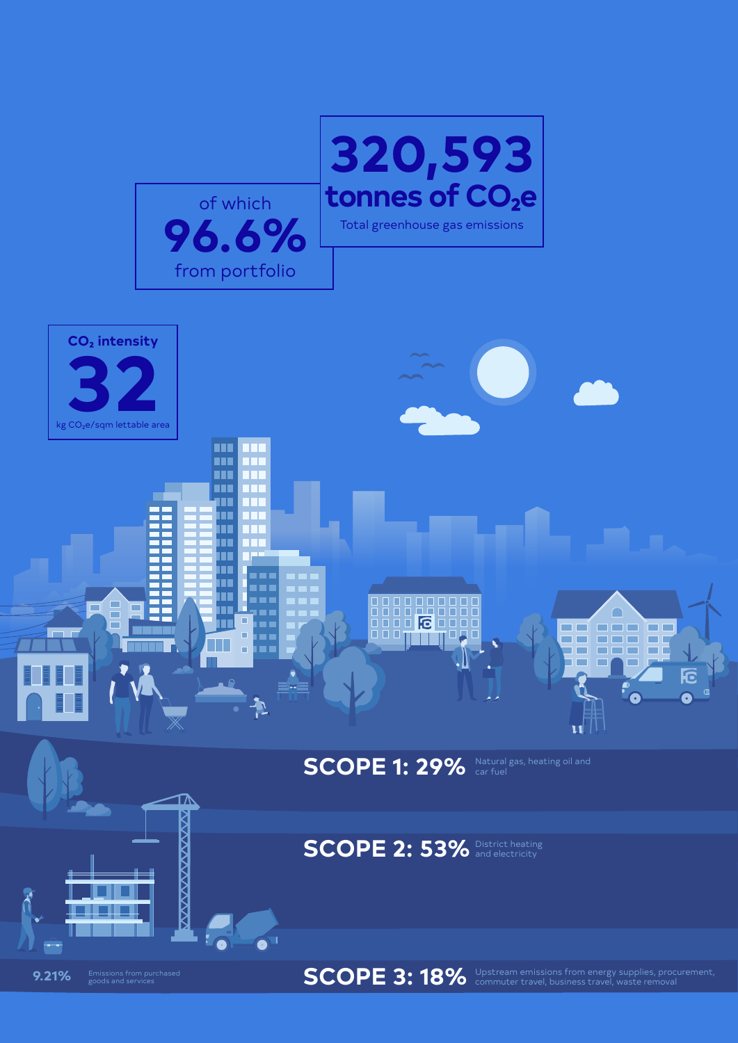**320,593**
**tonnes of $CO_2e$**
Total greenhouse gas emissions

of which
**96.6%**
from portfolio

**$CO_2$ intensity**
**32**
kg $CO_2e$/sqm lettable area

**SCOPE 1: 29%** Natural gas, heating oil and car fuel

**SCOPE 2: 53%** District heating and electricity

**SCOPE 3: 18%** Upstream emissions from energy supplies, procurement, commuter travel, business travel, waste removal

**9.21%** Emissions from purchased goods and services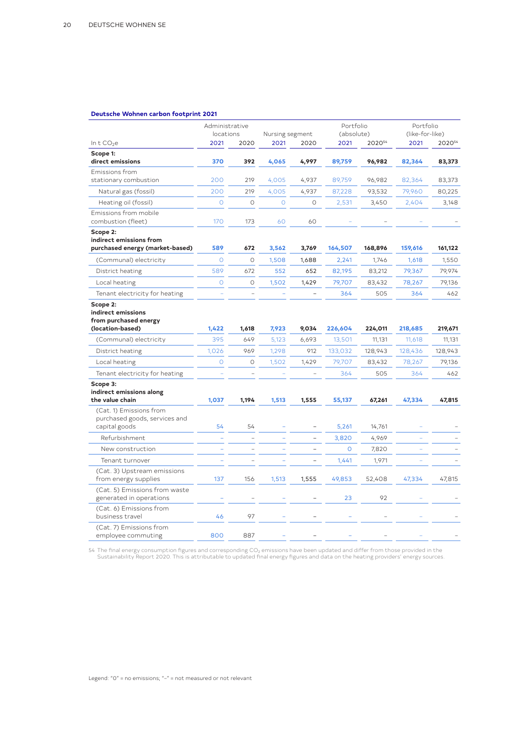**Deutsche Wohnen carbon footprint 2021**

| In t $CO_2e$ | Administrative locations | | Nursing segment | | Portfolio (absolute) | | Portfolio (like-for-like) | |
|---|---|---|---|---|---|---|---|---|
| | 2021 | 2020 | 2021 | 2020 | 2021 | 2020[54] | 2021 | 2020[54] |
| **Scope 1: direct emissions** | **370** | **392** | **4,065** | **4,997** | **89,759** | **96,982** | **82,364** | **83,373** |
| Emissions from stationary combustion | 200 | 219 | 4,005 | 4,937 | 89,759 | 96,982 | 82,364 | 83,373 |
| Natural gas (fossil) | 200 | 219 | 4,005 | 4,937 | 87,228 | 93,532 | 79,960 | 80,225 |
| Heating oil (fossil) | 0 | 0 | 0 | 0 | 2,531 | 3,450 | 2,404 | 3,148 |
| Emissions from mobile combustion (fleet) | 170 | 173 | 60 | 60 | – | – | – | – |
| **Scope 2: indirect emissions from purchased energy (market-based)** | **589** | **672** | **3,562** | **3,769** | **164,507** | **168,896** | **159,616** | **161,122** |
| (Communal) electricity | 0 | 0 | 1,508 | 1,688 | 2,241 | 1,746 | 1,618 | 1,550 |
| District heating | 589 | 672 | 552 | 652 | 82,195 | 83,212 | 79,367 | 79,974 |
| Local heating | 0 | 0 | 1,502 | 1,429 | 79,707 | 83,432 | 78,267 | 79,136 |
| Tenant electricity for heating | – | – | – | – | 364 | 505 | 364 | 462 |
| **Scope 2: indirect emissions from purchased energy (location-based)** | **1,422** | **1,618** | **7,923** | **9,034** | **226,604** | **224,011** | **218,685** | **219,671** |
| (Communal) electricity | 395 | 649 | 5,123 | 6,693 | 13,501 | 11,131 | 11,618 | 11,131 |
| District heating | 1,026 | 969 | 1,298 | 912 | 133,032 | 128,943 | 128,436 | 128,943 |
| Local heating | 0 | 0 | 1,502 | 1,429 | 79,707 | 83,432 | 78,267 | 79,136 |
| Tenant electricity for heating | – | – | – | – | 364 | 505 | 364 | 462 |
| **Scope 3: indirect emissions along the value chain** | **1,037** | **1,194** | **1,513** | **1,555** | **55,137** | **67,261** | **47,334** | **47,815** |
| (Cat. 1) Emissions from purchased goods, services and capital goods | 54 | 54 | – | – | 5,261 | 14,761 | – | – |
| Refurbishment | – | – | – | – | 3,820 | 4,969 | – | – |
| New construction | – | – | – | – | 0 | 7,820 | – | – |
| Tenant turnover | – | – | – | – | 1,441 | 1,971 | – | – |
| (Cat. 3) Upstream emissions from energy supplies | 137 | 156 | 1,513 | 1,555 | 49,853 | 52,408 | 47,334 | 47,815 |
| (Cat. 5) Emissions from waste generated in operations | – | – | – | – | 23 | 92 | – | – |
| (Cat. 6) Emissions from business travel | 46 | 97 | – | – | – | – | – | – |
| (Cat. 7) Emissions from employee commuting | 800 | 887 | – | – | – | – | – | – |

54 The final energy consumption figures and corresponding $CO_2$ emissions have been updated and differ from those provided in the Sustainability Report 2020. This is attributable to updated final energy figures and data on the heating providers' energy sources.

Legend: "0" = no emissions; "–" = not measured or not relevant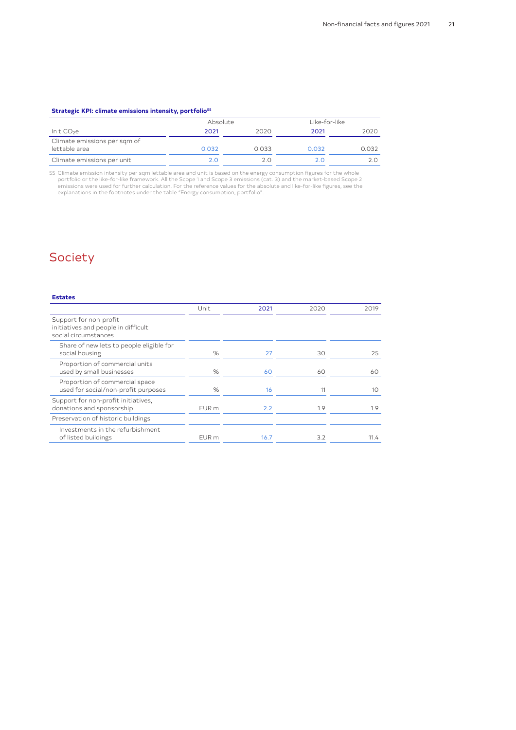**Strategic KPI: climate emissions intensity, portfolio[55]**

| In t $CO_2e$ | Absolute | | Like-for-like | |
|---|---|---|---|---|
| | 2021 | 2020 | 2021 | 2020 |
| Climate emissions per sqm of lettable area | 0.032 | 0.033 | 0.032 | 0.032 |
| Climate emissions per unit | 2.0 | 2.0 | 2.0 | 2.0 |

55 Climate emission intensity per sqm lettable area and unit is based on the energy consumption figures for the whole portfolio or the like-for-like framework. All the Scope 1 and Scope 3 emissions (cat. 3) and the market-based Scope 2 emissions were used for further calculation. For the reference values for the absolute and like-for-like figures, see the explanations in the footnotes under the table "Energy consumption, portfolio".

# Society

**Estates**

| | Unit | 2021 | 2020 | 2019 |
|---|---|---|---|---|
| Support for non-profit initiatives and people in difficult social circumstances | | | | |
| Share of new lets to people eligible for social housing | % | 27 | 30 | 25 |
| Proportion of commercial units used by small businesses | % | 60 | 60 | 60 |
| Proportion of commercial space used for social/non-profit purposes | % | 16 | 11 | 10 |
| Support for non-profit initiatives, donations and sponsorship | EUR m | 2.2 | 1.9 | 1.9 |
| Preservation of historic buildings | | | | |
| Investments in the refurbishment of listed buildings | EUR m | 16.7 | 3.2 | 11.4 |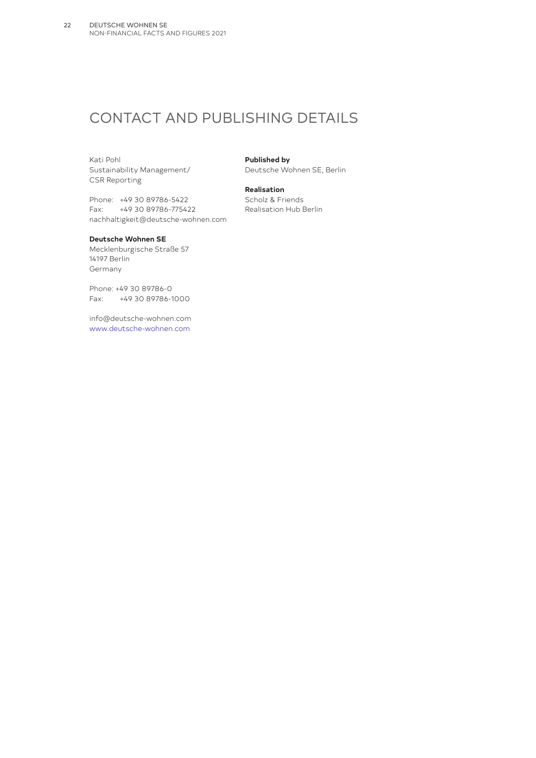# CONTACT AND PUBLISHING DETAILS

Kati Pohl
Sustainability Management/
CSR Reporting

Phone: +49 30 89786-5422
Fax: +49 30 89786-775422
nachhaltigkeit@deutsche-wohnen.com

**Deutsche Wohnen SE**
Mecklenburgische Straße 57
14197 Berlin
Germany

Phone: +49 30 89786-0
Fax: +49 30 89786-1000

info@deutsche-wohnen.com
www.deutsche-wohnen.com

**Published by**
Deutsche Wohnen SE, Berlin

**Realisation**
Scholz & Friends
Realisation Hub Berlin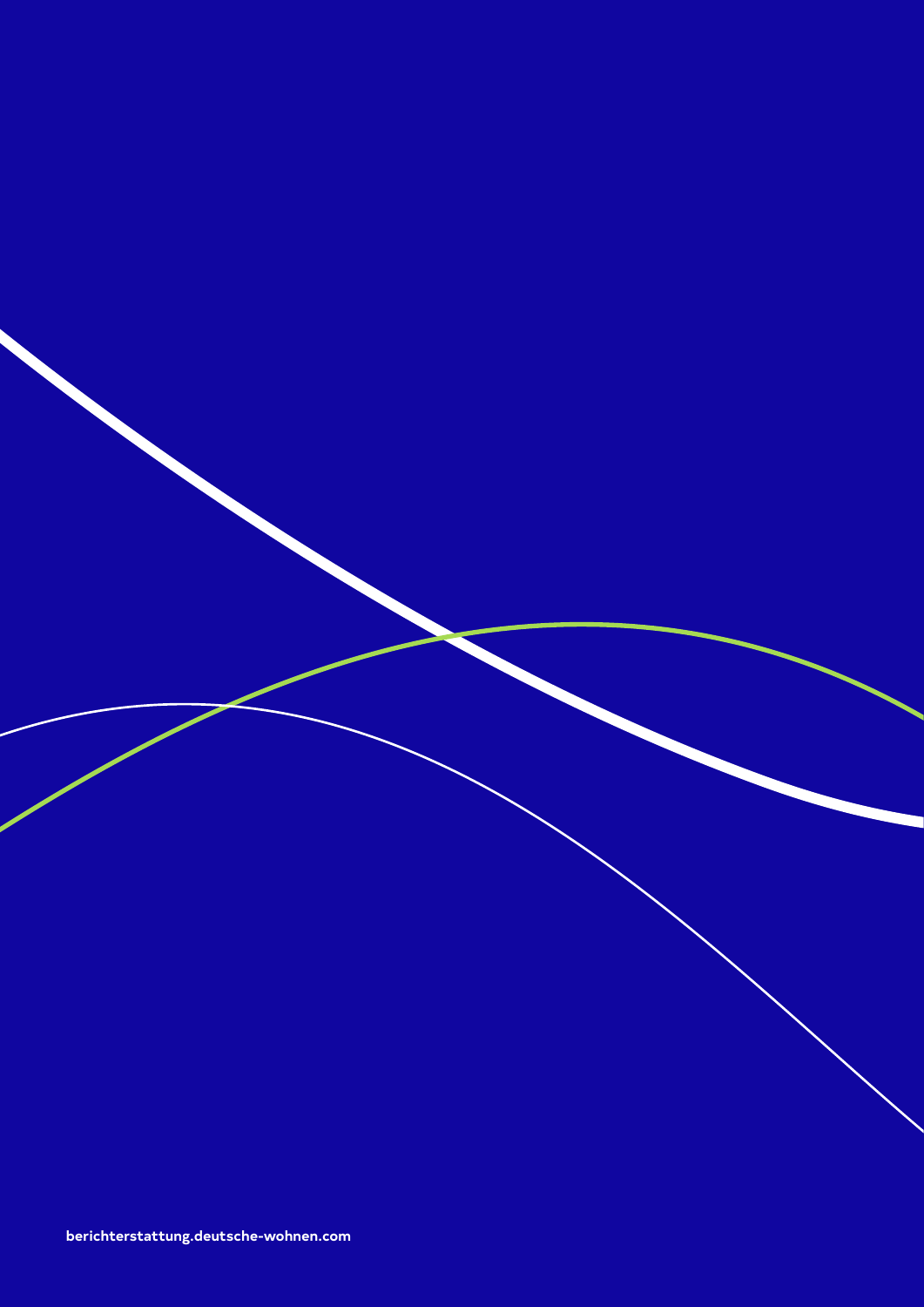berichterstattung.deutsche-wohnen.com